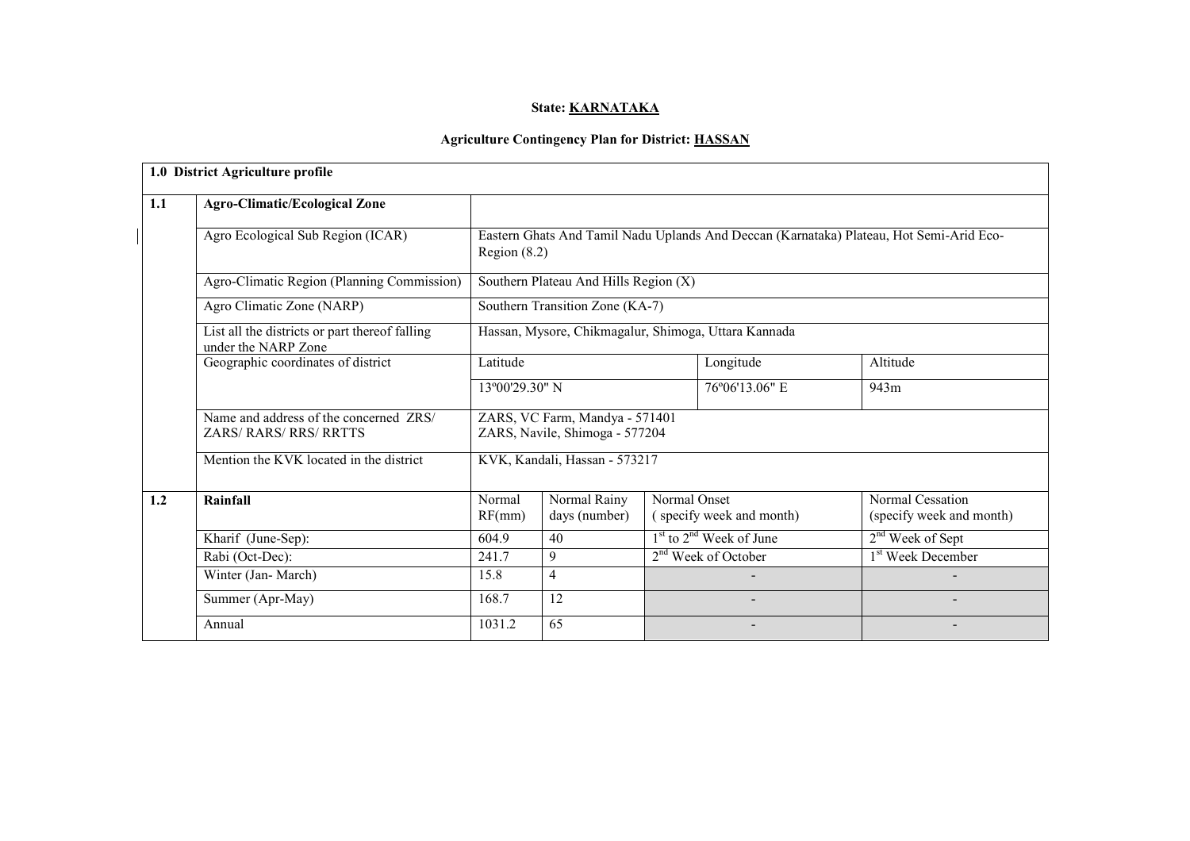**State: KARNATAKA**

**Agriculture Contingency Plan for District: HASSAN**

| **1.0 District Agriculture profile** | | | | | | |
|---|---|---|---|---|---|---|
| **1.1** | **Agro-Climatic/Ecological Zone** | | | | | |
| | Agro Ecological Sub Region (ICAR) | Eastern Ghats And Tamil Nadu Uplands And Deccan (Karnataka) Plateau, Hot Semi-Arid Eco-Region (8.2) | | | | |
| | Agro-Climatic Region (Planning Commission) | Southern Plateau And Hills Region (X) | | | | |
| | Agro Climatic Zone (NARP) | Southern Transition Zone (KA-7) | | | | |
| | List all the districts or part thereof falling under the NARP Zone | Hassan, Mysore, Chikmagalur, Shimoga, Uttara Kannada | | | | |
| | Geographic coordinates of district | Latitude | | | Longitude | Altitude |
| | | 13º00'29.30" N | | | 76º06'13.06" E | 943m |
| | Name and address of the concerned ZRS/ ZARS/ RARS/ RRS/ RRTTS | ZARS, VC Farm, Mandya - 571401<br>ZARS, Navile, Shimoga - 577204 | | | | |
| | Mention the KVK located in the district | KVK, Kandali, Hassan - 573217 | | | | |
| **1.2** | **Rainfall** | Normal RF(mm) | Normal Rainy days (number) | Normal Onset (specify week and month) | | Normal Cessation (specify week and month) |
| | Kharif (June-Sep): | 604.9 | 40 | 1st to 2nd Week of June | | 2nd Week of Sept |
| | Rabi (Oct-Dec): | 241.7 | 9 | 2nd Week of October | | 1st Week December |
| | Winter (Jan- March) | 15.8 | 4 | - | | - |
| | Summer (Apr-May) | 168.7 | 12 | - | | - |
| | Annual | 1031.2 | 65 | - | | - |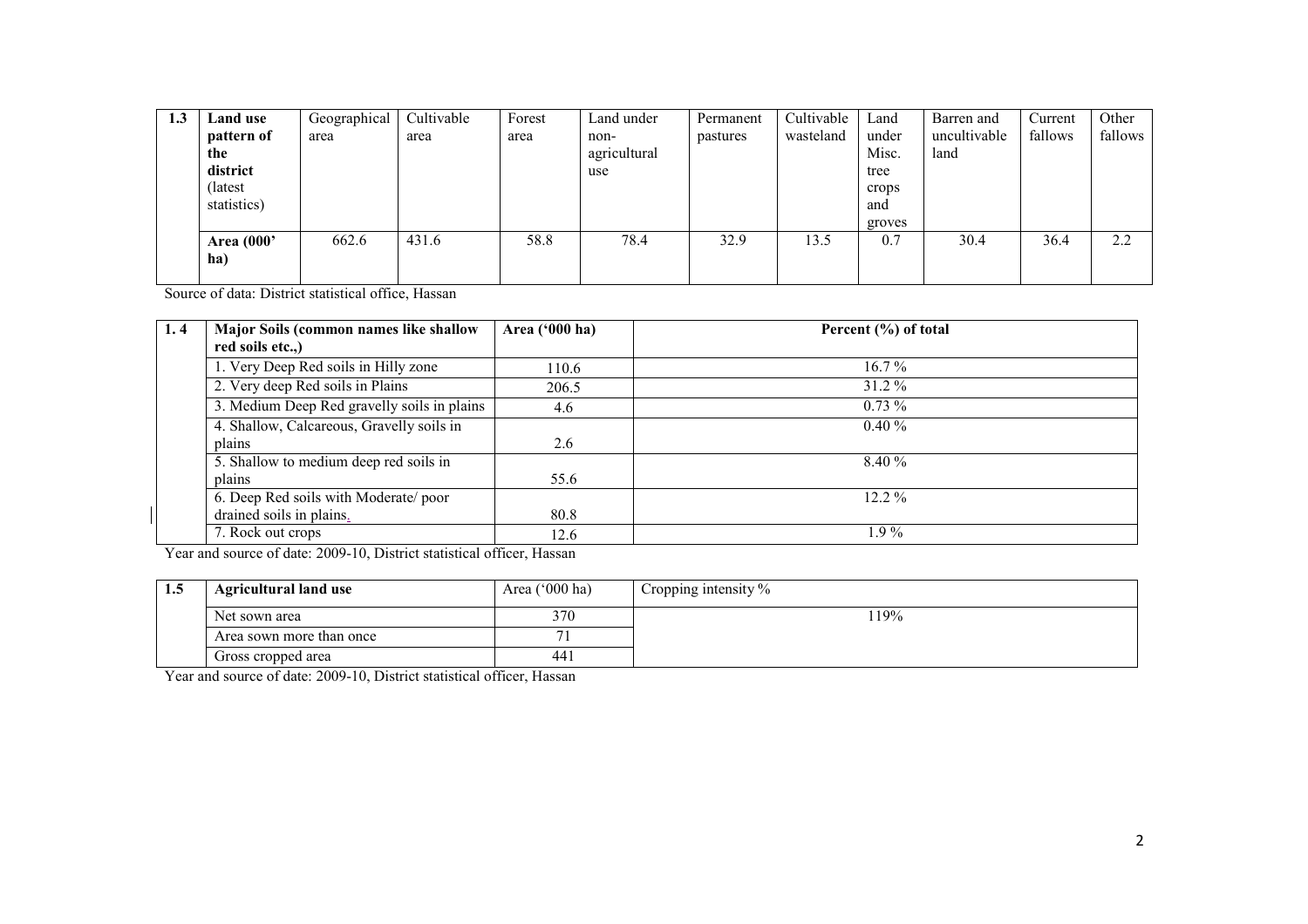| 1.3 | Land use pattern of the district (latest statistics) | Geographical area | Cultivable area | Forest area | Land under non-agricultural use | Permanent pastures | Cultivable wasteland | Land under Misc. tree crops and groves | Barren and uncultivable land | Current fallows | Other fallows |
|---|---|---|---|---|---|---|---|---|---|---|---|
| | **Area (000' ha)** | 662.6 | 431.6 | 58.8 | 78.4 | 32.9 | 13.5 | 0.7 | 30.4 | 36.4 | 2.2 |

Source of data: District statistical office, Hassan

| 1. 4 | Major Soils (common names like shallow red soils etc.,) | Area ('000 ha) | Percent (%) of total |
|---|---|---|---|
| | 1. Very Deep Red soils in Hilly zone | 110.6 | 16.7 % |
| | 2. Very deep Red soils in Plains | 206.5 | 31.2 % |
| | 3. Medium Deep Red gravelly soils in plains | 4.6 | 0.73 % |
| | 4. Shallow, Calcareous, Gravelly soils in plains | 2.6 | 0.40 % |
| | 5. Shallow to medium deep red soils in plains | 55.6 | 8.40 % |
| | 6. Deep Red soils with Moderate/ poor drained soils in plains. | 80.8 | 12.2 % |
| | 7. Rock out crops | 12.6 | 1.9 % |

Year and source of date: 2009-10, District statistical officer, Hassan

| 1.5 | Agricultural land use | Area ('000 ha) | Cropping intensity % |
|---|---|---|---|
| | Net sown area | 370 | 119% |
| | Area sown more than once | 71 | |
| | Gross cropped area | 441 | |

Year and source of date: 2009-10, District statistical officer, Hassan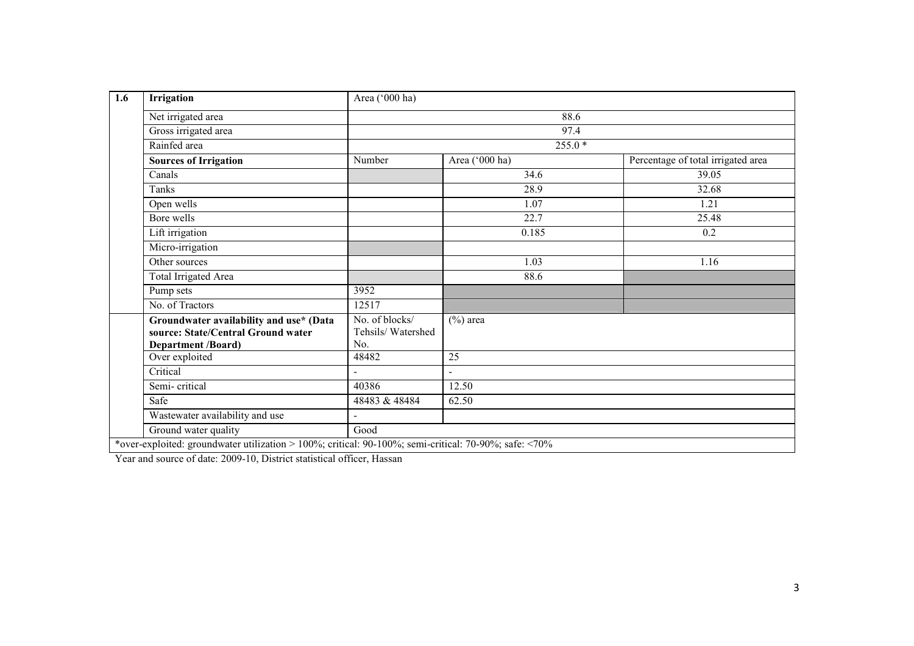| 1.6 | Irrigation | Area ('000 ha) | | |
|---|---|---|---|---|
| | Net irrigated area | 88.6 | | |
| | Gross irrigated area | 97.4 | | |
| | Rainfed area | 255.0 * | | |
| | **Sources of Irrigation** | Number | Area ('000 ha) | Percentage of total irrigated area |
| | Canals | | 34.6 | 39.05 |
| | Tanks | | 28.9 | 32.68 |
| | Open wells | | 1.07 | 1.21 |
| | Bore wells | | 22.7 | 25.48 |
| | Lift irrigation | | 0.185 | 0.2 |
| | Micro-irrigation | | | |
| | Other sources | | 1.03 | 1.16 |
| | Total Irrigated Area | | 88.6 | |
| | Pump sets | 3952 | | |
| | No. of Tractors | 12517 | | |
| | **Groundwater availability and use* (Data source: State/Central Ground water Department /Board)** | No. of blocks/ Tehsils/ Watershed No. | (%) area | |
| | Over exploited | 48482 | 25 | |
| | Critical | - | - | |
| | Semi- critical | 40386 | 12.50 | |
| | Safe | 48483 & 48484 | 62.50 | |
| | Wastewater availability and use | - | | |
| | Ground water quality | Good | | |

*over-exploited: groundwater utilization > 100%; critical: 90-100%; semi-critical: 70-90%; safe: <70%

Year and source of date: 2009-10, District statistical officer, Hassan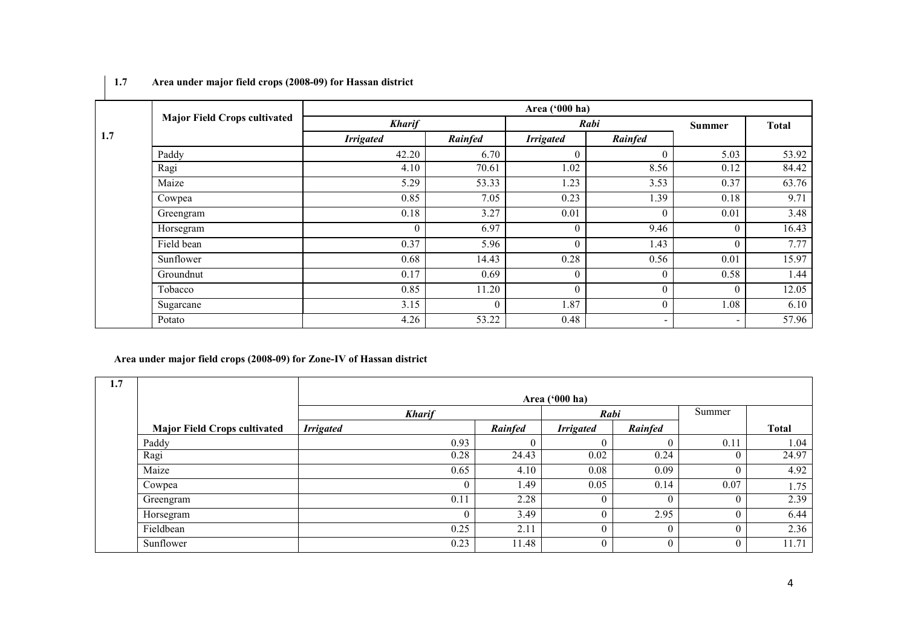**1.7 Area under major field crops (2008-09) for Hassan district**

| 1.7 | Major Field Crops cultivated | Area ('000 ha) | | | | | |
|---|---|---|---|---|---|---|---|
| | | *Kharif* | | *Rabi* | | Summer | Total |
| | | *Irrigated* | *Rainfed* | *Irrigated* | *Rainfed* | | |
| | Paddy | 42.20 | 6.70 | 0 | 0 | 5.03 | 53.92 |
| | Ragi | 4.10 | 70.61 | 1.02 | 8.56 | 0.12 | 84.42 |
| | Maize | 5.29 | 53.33 | 1.23 | 3.53 | 0.37 | 63.76 |
| | Cowpea | 0.85 | 7.05 | 0.23 | 1.39 | 0.18 | 9.71 |
| | Greengram | 0.18 | 3.27 | 0.01 | 0 | 0.01 | 3.48 |
| | Horsegram | 0 | 6.97 | 0 | 9.46 | 0 | 16.43 |
| | Field bean | 0.37 | 5.96 | 0 | 1.43 | 0 | 7.77 |
| | Sunflower | 0.68 | 14.43 | 0.28 | 0.56 | 0.01 | 15.97 |
| | Groundnut | 0.17 | 0.69 | 0 | 0 | 0.58 | 1.44 |
| | Tobacco | 0.85 | 11.20 | 0 | 0 | 0 | 12.05 |
| | Sugarcane | 3.15 | 0 | 1.87 | 0 | 1.08 | 6.10 |
| | Potato | 4.26 | 53.22 | 0.48 | - | - | 57.96 |

**Area under major field crops (2008-09) for Zone-IV of Hassan district**

| 1.7 | | Area ('000 ha) | | | | | |
|---|---|---|---|---|---|---|---|
| | | *Kharif* | | *Rabi* | | Summer | |
| | Major Field Crops cultivated | *Irrigated* | *Rainfed* | *Irrigated* | *Rainfed* | | Total |
| | Paddy | 0.93 | 0 | 0 | 0 | 0.11 | 1.04 |
| | Ragi | 0.28 | 24.43 | 0.02 | 0.24 | 0 | 24.97 |
| | Maize | 0.65 | 4.10 | 0.08 | 0.09 | 0 | 4.92 |
| | Cowpea | 0 | 1.49 | 0.05 | 0.14 | 0.07 | 1.75 |
| | Greengram | 0.11 | 2.28 | 0 | 0 | 0 | 2.39 |
| | Horsegram | 0 | 3.49 | 0 | 2.95 | 0 | 6.44 |
| | Fieldbean | 0.25 | 2.11 | 0 | 0 | 0 | 2.36 |
| | Sunflower | 0.23 | 11.48 | 0 | 0 | 0 | 11.71 |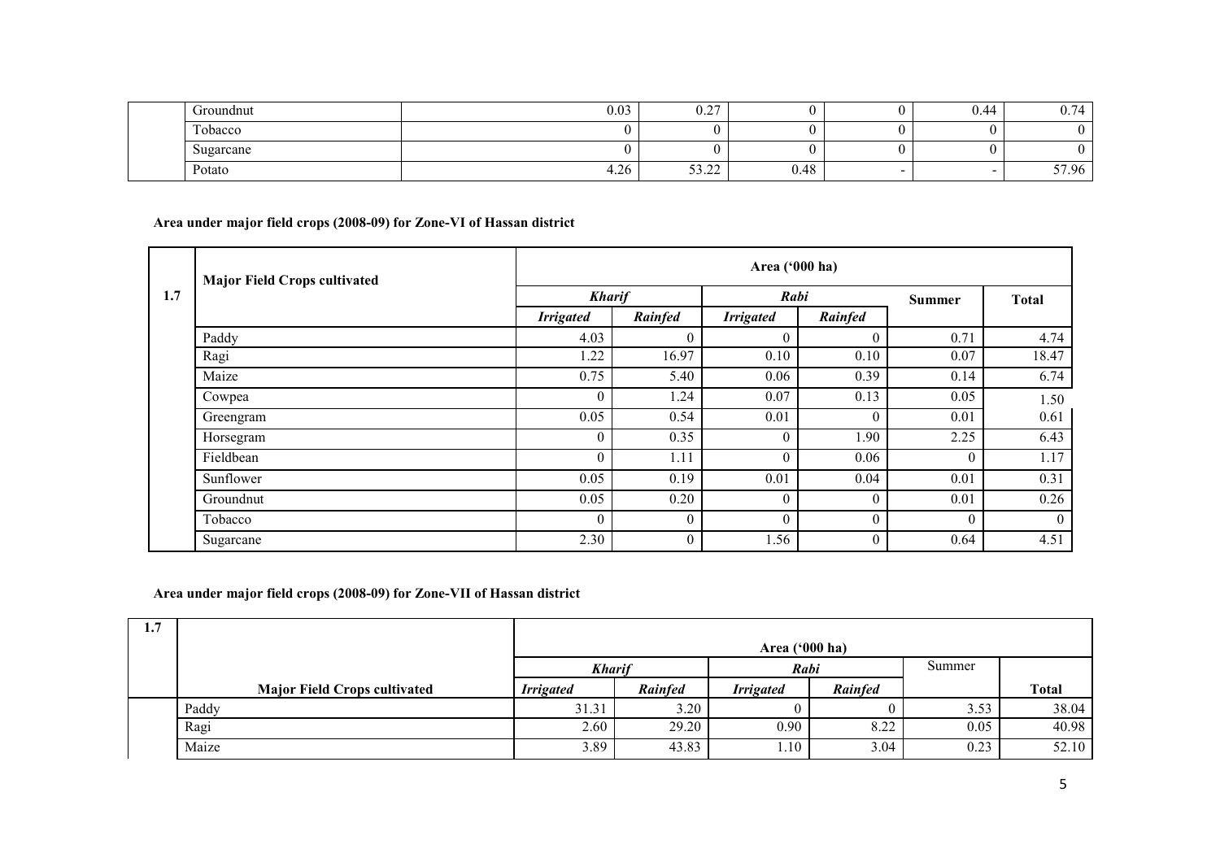| | | | | | | | |
|---|---|---|---|---|---|---|---|
| | Groundnut | 0.03 | 0.27 | 0 | 0 | 0.44 | 0.74 |
| | Tobacco | 0 | 0 | 0 | 0 | 0 | 0 |
| | Sugarcane | 0 | 0 | 0 | 0 | 0 | 0 |
| | Potato | 4.26 | 53.22 | 0.48 | - | - | 57.96 |

**Area under major field crops (2008-09) for Zone-VI of Hassan district**

| 1.7 | Major Field Crops cultivated | Area ('000 ha) | | | | | |
|---|---|---|---|---|---|---|---|
| | | *Kharif* | | *Rabi* | | Summer | Total |
| | | *Irrigated* | *Rainfed* | *Irrigated* | *Rainfed* | | |
| | Paddy | 4.03 | 0 | 0 | 0 | 0.71 | 4.74 |
| | Ragi | 1.22 | 16.97 | 0.10 | 0.10 | 0.07 | 18.47 |
| | Maize | 0.75 | 5.40 | 0.06 | 0.39 | 0.14 | 6.74 |
| | Cowpea | 0 | 1.24 | 0.07 | 0.13 | 0.05 | 1.50 |
| | Greengram | 0.05 | 0.54 | 0.01 | 0 | 0.01 | 0.61 |
| | Horsegram | 0 | 0.35 | 0 | 1.90 | 2.25 | 6.43 |
| | Fieldbean | 0 | 1.11 | 0 | 0.06 | 0 | 1.17 |
| | Sunflower | 0.05 | 0.19 | 0.01 | 0.04 | 0.01 | 0.31 |
| | Groundnut | 0.05 | 0.20 | 0 | 0 | 0.01 | 0.26 |
| | Tobacco | 0 | 0 | 0 | 0 | 0 | 0 |
| | Sugarcane | 2.30 | 0 | 1.56 | 0 | 0.64 | 4.51 |

**Area under major field crops (2008-09) for Zone-VII of Hassan district**

| 1.7 | | Area ('000 ha) | | | | | |
|---|---|---|---|---|---|---|---|
| | | *Kharif* | | *Rabi* | | Summer | |
| | **Major Field Crops cultivated** | *Irrigated* | *Rainfed* | *Irrigated* | *Rainfed* | | **Total** |
| | Paddy | 31.31 | 3.20 | 0 | 0 | 3.53 | 38.04 |
| | Ragi | 2.60 | 29.20 | 0.90 | 8.22 | 0.05 | 40.98 |
| | Maize | 3.89 | 43.83 | 1.10 | 3.04 | 0.23 | 52.10 |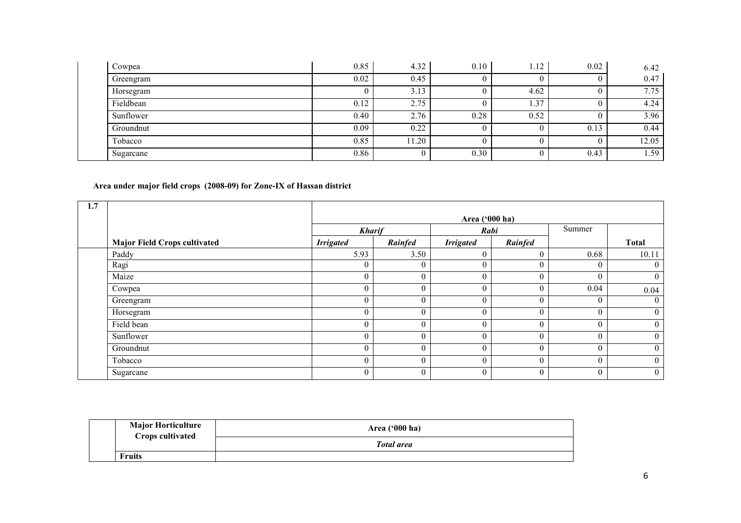| | | | | | | |
|---|---|---|---|---|---|---|
| Cowpea | 0.85 | 4.32 | 0.10 | 1.12 | 0.02 | 6.42 |
| Greengram | 0.02 | 0.45 | 0 | 0 | 0 | 0.47 |
| Horsegram | 0 | 3.13 | 0 | 4.62 | 0 | 7.75 |
| Fieldbean | 0.12 | 2.75 | 0 | 1.37 | 0 | 4.24 |
| Sunflower | 0.40 | 2.76 | 0.28 | 0.52 | 0 | 3.96 |
| Groundnut | 0.09 | 0.22 | 0 | 0 | 0.13 | 0.44 |
| Tobacco | 0.85 | 11.20 | 0 | 0 | 0 | 12.05 |
| Sugarcane | 0.86 | 0 | 0.30 | 0 | 0.43 | 1.59 |

**Area under major field crops (2008-09) for Zone-IX of Hassan district**

| 1.7 | | Area ('000 ha) | | | | | |
|---|---|---|---|---|---|---|---|
| | | ***Kharif*** | | ***Rabi*** | | Summer | |
| | **Major Field Crops cultivated** | ***Irrigated*** | ***Rainfed*** | ***Irrigated*** | ***Rainfed*** | | **Total** |
| | Paddy | 5.93 | 3.50 | 0 | 0 | 0.68 | 10.11 |
| | Ragi | 0 | 0 | 0 | 0 | 0 | 0 |
| | Maize | 0 | 0 | 0 | 0 | 0 | 0 |
| | Cowpea | 0 | 0 | 0 | 0 | 0.04 | 0.04 |
| | Greengram | 0 | 0 | 0 | 0 | 0 | 0 |
| | Horsegram | 0 | 0 | 0 | 0 | 0 | 0 |
| | Field bean | 0 | 0 | 0 | 0 | 0 | 0 |
| | Sunflower | 0 | 0 | 0 | 0 | 0 | 0 |
| | Groundnut | 0 | 0 | 0 | 0 | 0 | 0 |
| | Tobacco | 0 | 0 | 0 | 0 | 0 | 0 |
| | Sugarcane | 0 | 0 | 0 | 0 | 0 | 0 |

| | **Major Horticulture Crops cultivated** | **Area ('000 ha)** |
|---|---|---|
| | | ***Total area*** |
| | **Fruits** | |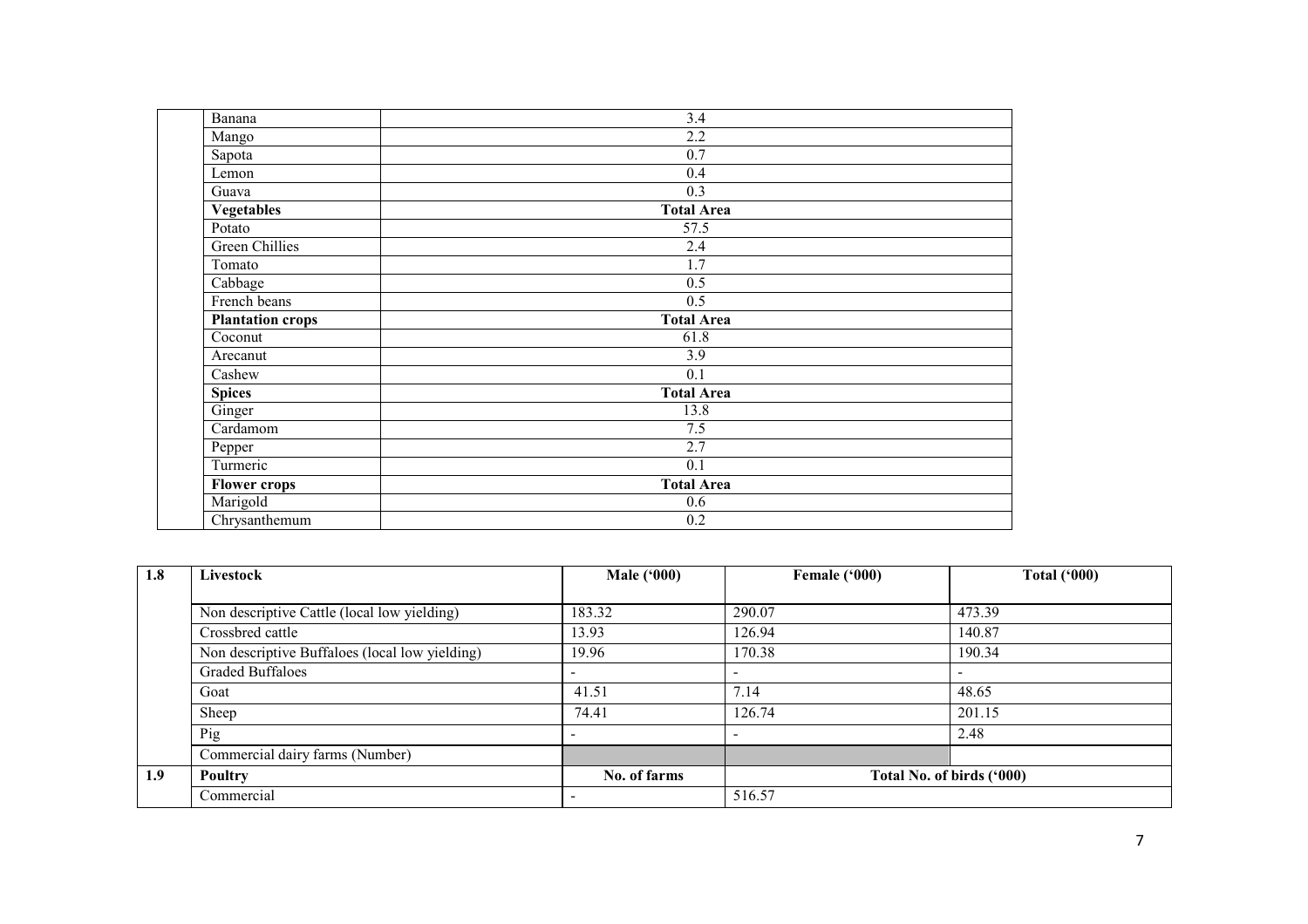| | | |
|---|---|---|
| | Banana | 3.4 |
| | Mango | 2.2 |
| | Sapota | 0.7 |
| | Lemon | 0.4 |
| | Guava | 0.3 |
| | **Vegetables** | **Total Area** |
| | Potato | 57.5 |
| | Green Chillies | 2.4 |
| | Tomato | 1.7 |
| | Cabbage | 0.5 |
| | French beans | 0.5 |
| | **Plantation crops** | **Total Area** |
| | Coconut | 61.8 |
| | Arecanut | 3.9 |
| | Cashew | 0.1 |
| | **Spices** | **Total Area** |
| | Ginger | 13.8 |
| | Cardamom | 7.5 |
| | Pepper | 2.7 |
| | Turmeric | 0.1 |
| | **Flower crops** | **Total Area** |
| | Marigold | 0.6 |
| | Chrysanthemum | 0.2 |

| 1.8 | Livestock | Male ('000) | Female ('000) | Total ('000) |
|---|---|---|---|---|
| | Non descriptive Cattle (local low yielding) | 183.32 | 290.07 | 473.39 |
| | Crossbred cattle | 13.93 | 126.94 | 140.87 |
| | Non descriptive Buffaloes (local low yielding) | 19.96 | 170.38 | 190.34 |
| | Graded Buffaloes | - | - | - |
| | Goat | 41.51 | 7.14 | 48.65 |
| | Sheep | 74.41 | 126.74 | 201.15 |
| | Pig | - | - | 2.48 |
| | Commercial dairy farms (Number) | | | |
| **1.9** | **Poultry** | **No. of farms** | **Total No. of birds ('000)** | |
| | Commercial | - | 516.57 | |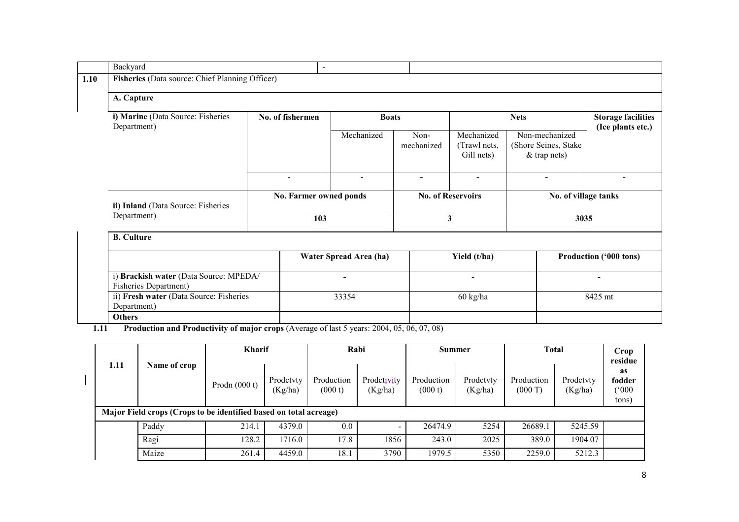| | Backyard | - | |
|---|---|---|---|

**1.10 Fisheries** (Data source: Chief Planning Officer)

**A. Capture**

| i) **Marine** (Data Source: Fisheries Department) | No. of fishermen | Boats | | Nets | | Storage facilities (Ice plants etc.) |
|---|---|---|---|---|---|---|
| | | Mechanized | Non-mechanized | Mechanized (Trawl nets, Gill nets) | Non-mechanized (Shore Seines, Stake & trap nets) | |
| | - | - | - | - | - | - |

| ii) **Inland** (Data Source: Fisheries Department) | No. Farmer owned ponds | No. of Reservoirs | No. of village tanks |
|---|---|---|---|
| | 103 | 3 | 3035 |

**B. Culture**

| | Water Spread Area (ha) | Yield (t/ha) | Production ('000 tons) |
|---|---|---|---|
| i) **Brackish water** (Data Source: MPEDA/ Fisheries Department) | - | - | - |
| ii) **Fresh water** (Data Source: Fisheries Department) | 33354 | 60 kg/ha | 8425 mt |
| **Others** | | | |

**1.11 Production and Productivity of major crops** (Average of last 5 years: 2004, 05, 06, 07, 08)

| 1.11 | Name of crop | Kharif | | Rabi | | Summer | | Total | | Crop residue as fodder ('000 tons) |
|---|---|---|---|---|---|---|---|---|---|---|
| | | Prodn (000 t) | Prodctvty (Kg/ha) | Production (000 t) | Prodctivity (Kg/ha) | Production (000 t) | Prodctvty (Kg/ha) | Production (000 T) | Prodctvty (Kg/ha) | |
| **Major Field crops (Crops to be identified based on total acreage)** | | | | | | | | | | |
| | Paddy | 214.1 | 4379.0 | 0.0 | - | 26474.9 | 5254 | 26689.1 | 5245.59 | |
| | Ragi | 128.2 | 1716.0 | 17.8 | 1856 | 243.0 | 2025 | 389.0 | 1904.07 | |
| | Maize | 261.4 | 4459.0 | 18.1 | 3790 | 1979.5 | 5350 | 2259.0 | 5212.3 | |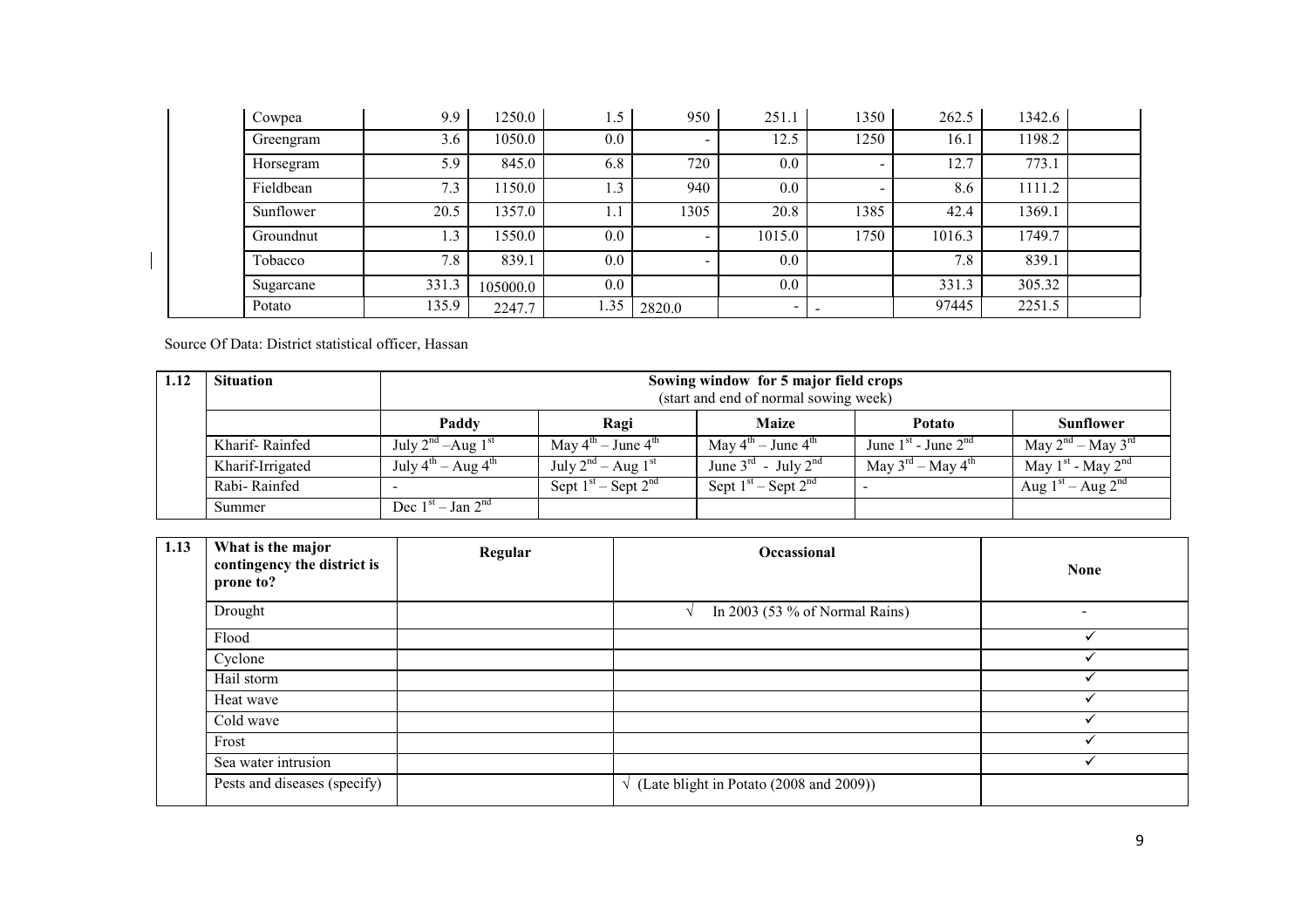|  | Cowpea | 9.9 | 1250.0 | 1.5 | 950 | 251.1 | 1350 | 262.5 | 1342.6 |  |
|---|---|---|---|---|---|---|---|---|---|---|
|  | Greengram | 3.6 | 1050.0 | 0.0 | - | 12.5 | 1250 | 16.1 | 1198.2 |  |
|  | Horsegram | 5.9 | 845.0 | 6.8 | 720 | 0.0 | - | 12.7 | 773.1 |  |
|  | Fieldbean | 7.3 | 1150.0 | 1.3 | 940 | 0.0 | - | 8.6 | 1111.2 |  |
|  | Sunflower | 20.5 | 1357.0 | 1.1 | 1305 | 20.8 | 1385 | 42.4 | 1369.1 |  |
|  | Groundnut | 1.3 | 1550.0 | 0.0 | - | 1015.0 | 1750 | 1016.3 | 1749.7 |  |
|  | Tobacco | 7.8 | 839.1 | 0.0 | - | 0.0 |  | 7.8 | 839.1 |  |
|  | Sugarcane | 331.3 | 105000.0 | 0.0 |  | 0.0 |  | 331.3 | 305.32 |  |
|  | Potato | 135.9 | 2247.7 | 1.35 | 2820.0 | - | - | 97445 | 2251.5 |  |

Source Of Data: District statistical officer, Hassan

| 1.12 | Situation | Sowing window for 5 major field crops (start and end of normal sowing week) | | | | |
|---|---|---|---|---|---|---|
|  |  | Paddy | Ragi | Maize | Potato | Sunflower |
|  | Kharif- Rainfed | July 2nd –Aug 1st | May 4th – June 4th | May 4th – June 4th | June 1st - June 2nd | May 2nd – May 3rd |
|  | Kharif-Irrigated | July 4th – Aug 4th | July 2nd – Aug 1st | June 3rd - July 2nd | May 3rd – May 4th | May 1st - May 2nd |
|  | Rabi- Rainfed | - | Sept 1st – Sept 2nd | Sept 1st – Sept 2nd | - | Aug 1st – Aug 2nd |
|  | Summer | Dec 1st – Jan 2nd |  |  |  |  |

| 1.13 | What is the major contingency the district is prone to? | Regular | Occassional | None |
|---|---|---|---|---|
|  | Drought |  | √ In 2003 (53 % of Normal Rains) | - |
|  | Flood |  |  | ✓ |
|  | Cyclone |  |  | ✓ |
|  | Hail storm |  |  | ✓ |
|  | Heat wave |  |  | ✓ |
|  | Cold wave |  |  | ✓ |
|  | Frost |  |  | ✓ |
|  | Sea water intrusion |  |  | ✓ |
|  | Pests and diseases (specify) |  | √ (Late blight in Potato (2008 and 2009)) |  |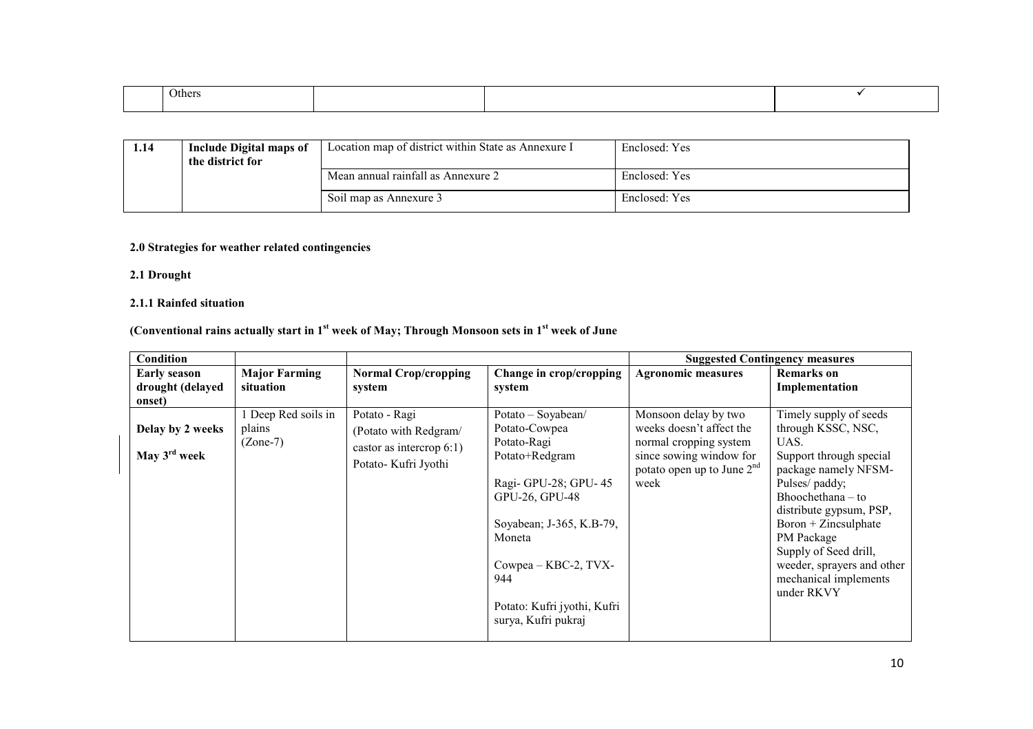| | Others | | | ✓ |
|---|---|---|---|---|

| 1.14 | Include Digital maps of the district for | Location map of district within State as Annexure I | Enclosed: Yes |
|---|---|---|---|
| | | Mean annual rainfall as Annexure 2 | Enclosed: Yes |
| | | Soil map as Annexure 3 | Enclosed: Yes |

**2.0 Strategies for weather related contingencies**

**2.1 Drought**

**2.1.1 Rainfed situation**

**(Conventional rains actually start in 1st week of May; Through Monsoon sets in 1st week of June**

| Condition | | | | Suggested Contingency measures | |
|---|---|---|---|---|---|
| **Early season drought (delayed onset)** | **Major Farming situation** | **Normal Crop/cropping system** | **Change in crop/cropping system** | **Agronomic measures** | **Remarks on Implementation** |
| **Delay by 2 weeks**<br><br>**May 3rd week** | 1 Deep Red soils in plains (Zone-7) | Potato - Ragi<br>(Potato with Redgram/ castor as intercrop 6:1)<br>Potato- Kufri Jyothi | Potato – Soyabean/ Potato-Cowpea<br>Potato-Ragi<br>Potato+Redgram<br><br>Ragi- GPU-28; GPU- 45 GPU-26, GPU-48<br><br>Soyabean; J-365, K.B-79, Moneta<br><br>Cowpea – KBC-2, TVX-944<br><br>Potato: Kufri jyothi, Kufri surya, Kufri pukraj | Monsoon delay by two weeks doesn't affect the normal cropping system since sowing window for potato open up to June 2nd week | Timely supply of seeds through KSSC, NSC, UAS.<br>Support through special package namely NFSM-Pulses/ paddy;<br>Bhoochethana – to distribute gypsum, PSP, Boron + Zincsulphate<br>PM Package<br>Supply of Seed drill, weeder, sprayers and other mechanical implements under RKVY |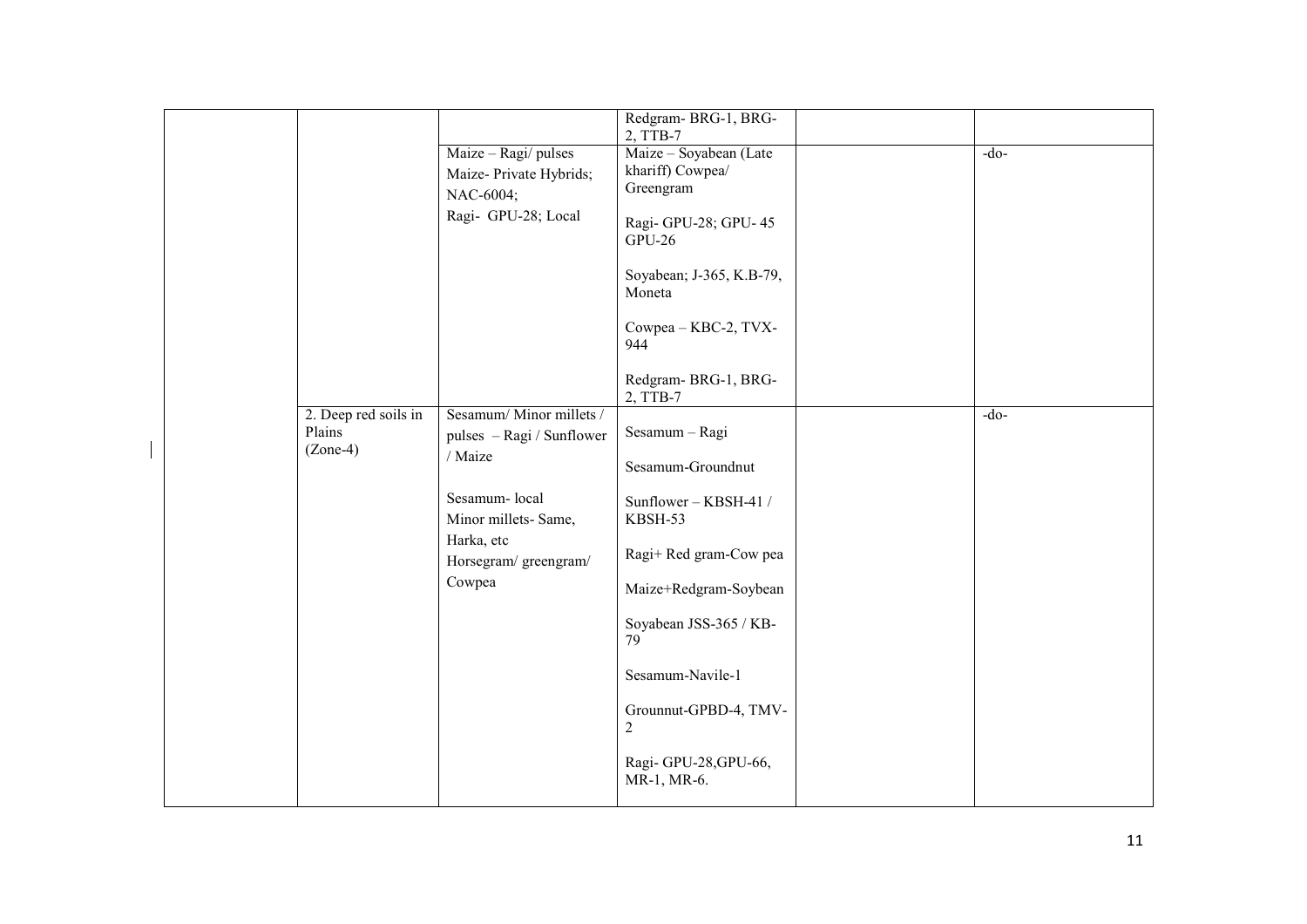|  |  |  | Redgram- BRG-1, BRG-2, TTB-7 |  |  |
|---|---|---|---|---|---|
|  |  | Maize – Ragi/ pulses<br>Maize- Private Hybrids; NAC-6004;<br>Ragi- GPU-28; Local | Maize – Soyabean (Late khariff) Cowpea/ Greengram<br><br>Ragi- GPU-28; GPU- 45 GPU-26<br><br>Soyabean; J-365, K.B-79, Moneta<br><br>Cowpea – KBC-2, TVX-944<br><br>Redgram- BRG-1, BRG-2, TTB-7 |  | -do- |
|  | 2. Deep red soils in Plains (Zone-4) | Sesamum/ Minor millets / pulses – Ragi / Sunflower / Maize<br><br>Sesamum- local<br>Minor millets- Same, Harka, etc<br>Horsegram/ greengram/ Cowpea | Sesamum – Ragi<br><br>Sesamum-Groundnut<br><br>Sunflower – KBSH-41 / KBSH-53<br><br>Ragi+ Red gram-Cow pea<br><br>Maize+Redgram-Soybean<br><br>Soyabean JSS-365 / KB-79<br><br>Sesamum-Navile-1<br><br>Grounnut-GPBD-4, TMV-2<br><br>Ragi- GPU-28,GPU-66, MR-1, MR-6. |  | -do- |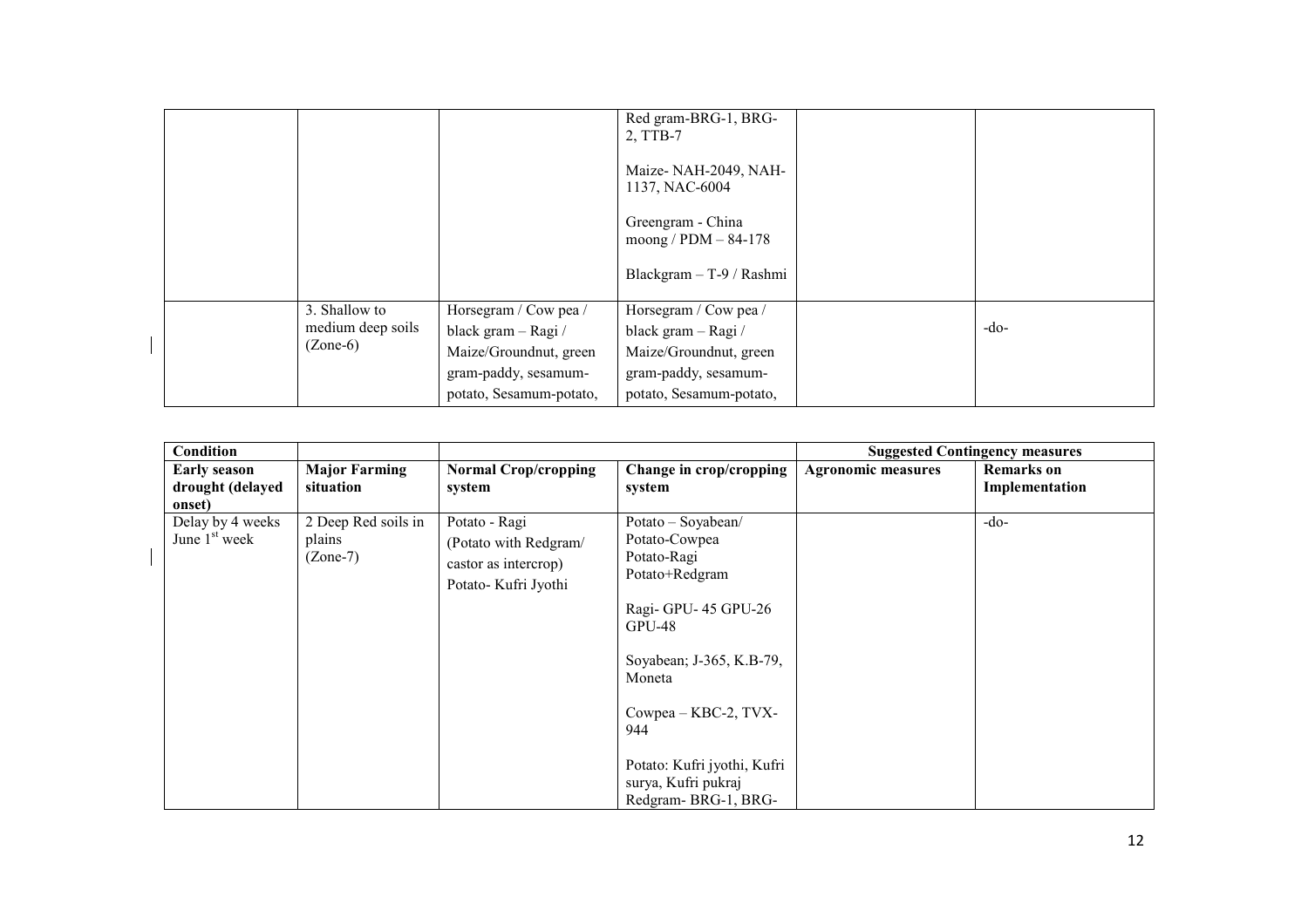|  |  |  | Red gram-BRG-1, BRG-2, TTB-7<br><br>Maize- NAH-2049, NAH-1137, NAC-6004<br><br>Greengram - China moong / PDM – 84-178<br><br>Blackgram – T-9 / Rashmi |  |  |
|---|---|---|---|---|---|
|  | 3. Shallow to medium deep soils (Zone-6) | Horsegram / Cow pea / black gram – Ragi / Maize/Groundnut, green gram-paddy, sesamum-potato, Sesamum-potato, | Horsegram / Cow pea / black gram – Ragi / Maize/Groundnut, green gram-paddy, sesamum-potato, Sesamum-potato, |  | -do- |

| **Condition** |  |  |  | **Suggested Contingency measures** |  |
|---|---|---|---|---|---|
| **Early season drought (delayed onset)** | **Major Farming situation** | **Normal Crop/cropping system** | **Change in crop/cropping system** | **Agronomic measures** | **Remarks on Implementation** |
| Delay by 4 weeks June 1st week | 2 Deep Red soils in plains (Zone-7) | Potato - Ragi<br>(Potato with Redgram/ castor as intercrop)<br>Potato- Kufri Jyothi | Potato – Soyabean/<br>Potato-Cowpea<br>Potato-Ragi<br>Potato+Redgram<br><br>Ragi- GPU- 45 GPU-26 GPU-48<br><br>Soyabean; J-365, K.B-79, Moneta<br><br>Cowpea – KBC-2, TVX-944<br><br>Potato: Kufri jyothi, Kufri surya, Kufri pukraj<br>Redgram- BRG-1, BRG- |  | -do- |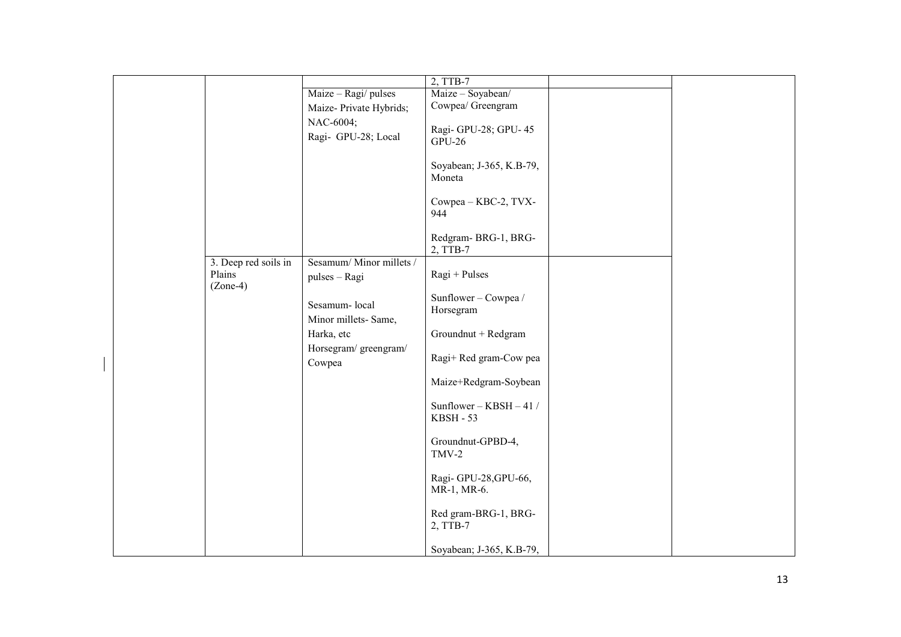| | | | | | |
|---|---|---|---|---|---|
| | | | 2, TTB-7 | | |
| | | Maize – Ragi/ pulses<br>Maize- Private Hybrids;<br>NAC-6004;<br>Ragi- GPU-28; Local | Maize – Soyabean/ Cowpea/ Greengram<br><br>Ragi- GPU-28; GPU- 45 GPU-26<br><br>Soyabean; J-365, K.B-79, Moneta<br><br>Cowpea – KBC-2, TVX-944<br><br>Redgram- BRG-1, BRG-2, TTB-7 | | |
| | 3. Deep red soils in Plains (Zone-4) | Sesamum/ Minor millets / pulses – Ragi<br><br>Sesamum- local<br>Minor millets- Same, Harka, etc<br>Horsegram/ greengram/ Cowpea | Ragi + Pulses<br><br>Sunflower – Cowpea / Horsegram<br><br>Groundnut + Redgram<br><br>Ragi+ Red gram-Cow pea<br><br>Maize+Redgram-Soybean<br><br>Sunflower – KBSH – 41 / KBSH - 53<br><br>Groundnut-GPBD-4, TMV-2<br><br>Ragi- GPU-28,GPU-66, MR-1, MR-6.<br><br>Red gram-BRG-1, BRG-2, TTB-7<br><br>Soyabean; J-365, K.B-79, | | |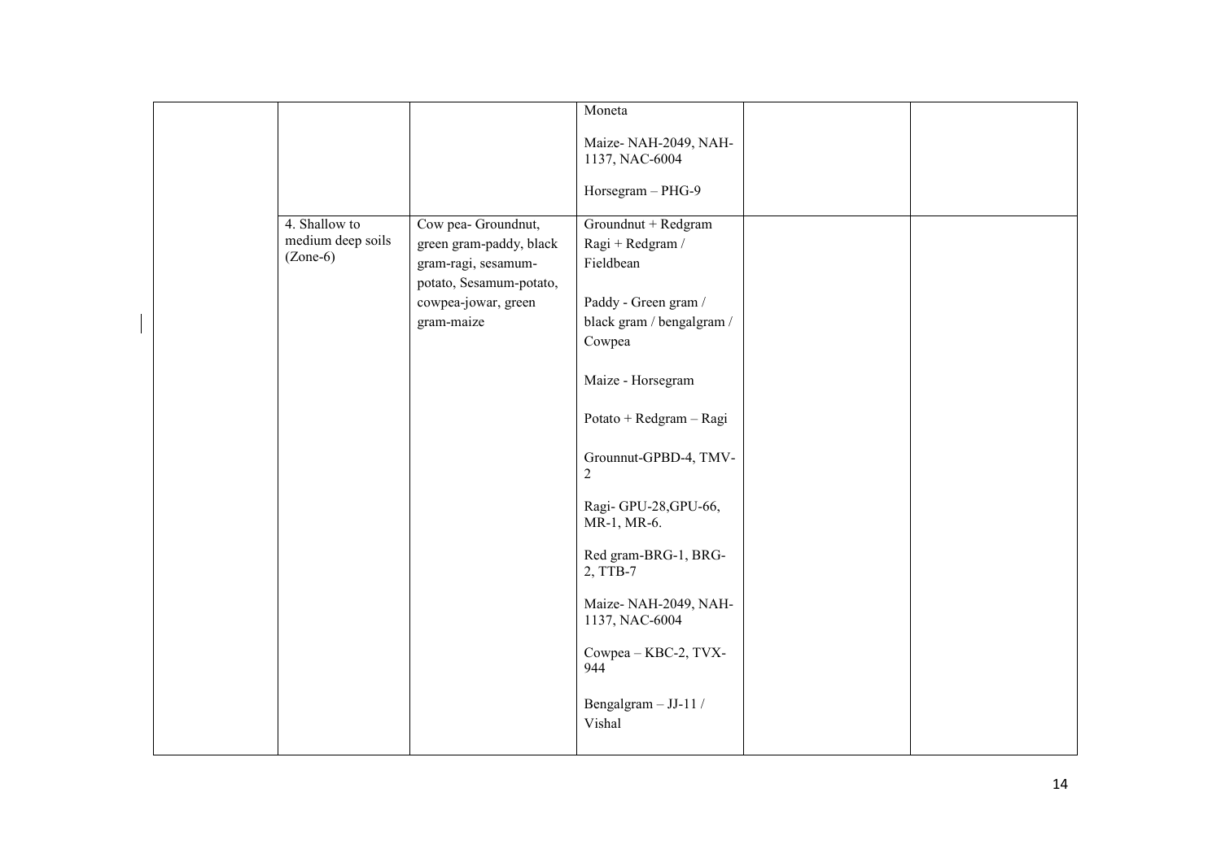|  |  |  |  |  |  |
|---|---|---|---|---|---|
|  |  |  | Moneta<br><br>Maize- NAH-2049, NAH-1137, NAC-6004<br><br>Horsegram – PHG-9 |  |  |
|  | 4. Shallow to medium deep soils (Zone-6) | Cow pea- Groundnut, green gram-paddy, black gram-ragi, sesamum-potato, Sesamum-potato, cowpea-jowar, green gram-maize | Groundnut + Redgram<br>Ragi + Redgram / Fieldbean<br><br>Paddy - Green gram / black gram / bengalgram / Cowpea<br><br>Maize - Horsegram<br><br>Potato + Redgram – Ragi<br><br>Grounnut-GPBD-4, TMV-2<br><br>Ragi- GPU-28,GPU-66, MR-1, MR-6.<br><br>Red gram-BRG-1, BRG-2, TTB-7<br><br>Maize- NAH-2049, NAH-1137, NAC-6004<br><br>Cowpea – KBC-2, TVX-944<br><br>Bengalgram – JJ-11 / Vishal |  |  |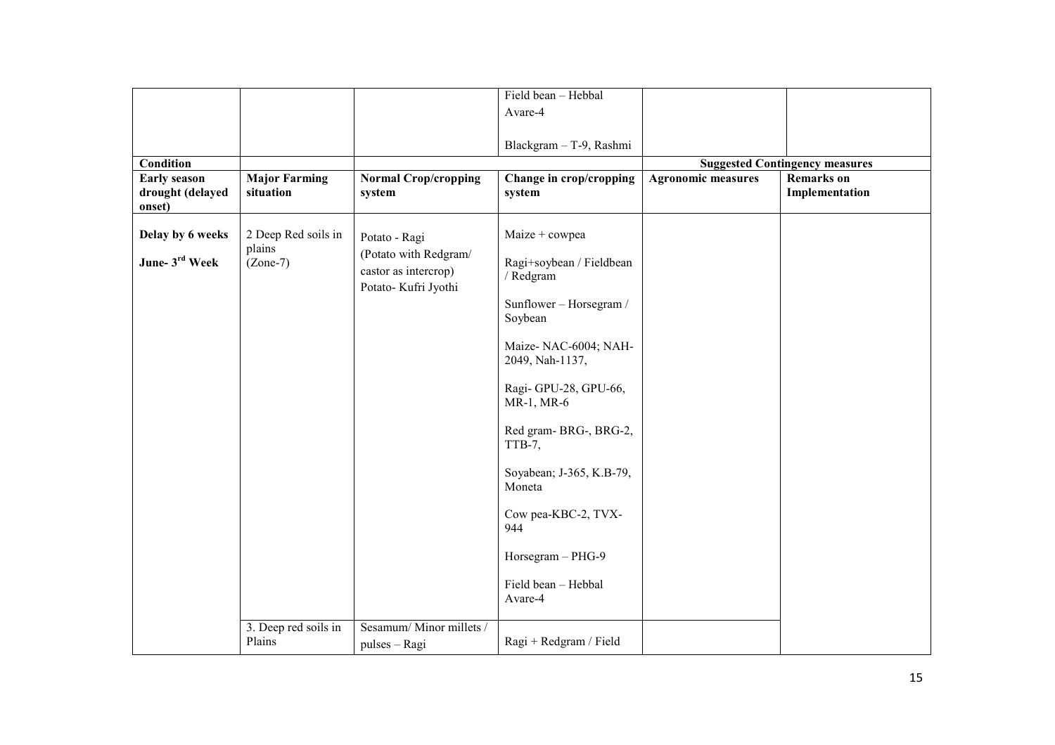|  |  |  | Field bean – Hebbal Avare-4<br><br>Blackgram – T-9, Rashmi |  |  |
|---|---|---|---|---|---|
| **Condition** |  |  |  | **Suggested Contingency measures** |  |
| **Early season drought (delayed onset)** | **Major Farming situation** | **Normal Crop/cropping system** | **Change in crop/cropping system** | **Agronomic measures** | **Remarks on Implementation** |
| **Delay by 6 weeks**<br><br>**June- 3rd Week** | 2 Deep Red soils in plains (Zone-7) | Potato - Ragi (Potato with Redgram/ castor as intercrop) Potato- Kufri Jyothi | Maize + cowpea<br><br>Ragi+soybean / Fieldbean / Redgram<br><br>Sunflower – Horsegram / Soybean<br><br>Maize- NAC-6004; NAH-2049, Nah-1137,<br><br>Ragi- GPU-28, GPU-66, MR-1, MR-6<br><br>Red gram- BRG-, BRG-2, TTB-7,<br><br>Soyabean; J-365, K.B-79, Moneta<br><br>Cow pea-KBC-2, TVX-944<br><br>Horsegram – PHG-9<br><br>Field bean – Hebbal Avare-4 |  |  |
|  | 3. Deep red soils in Plains | Sesamum/ Minor millets / pulses – Ragi | Ragi + Redgram / Field |  |  |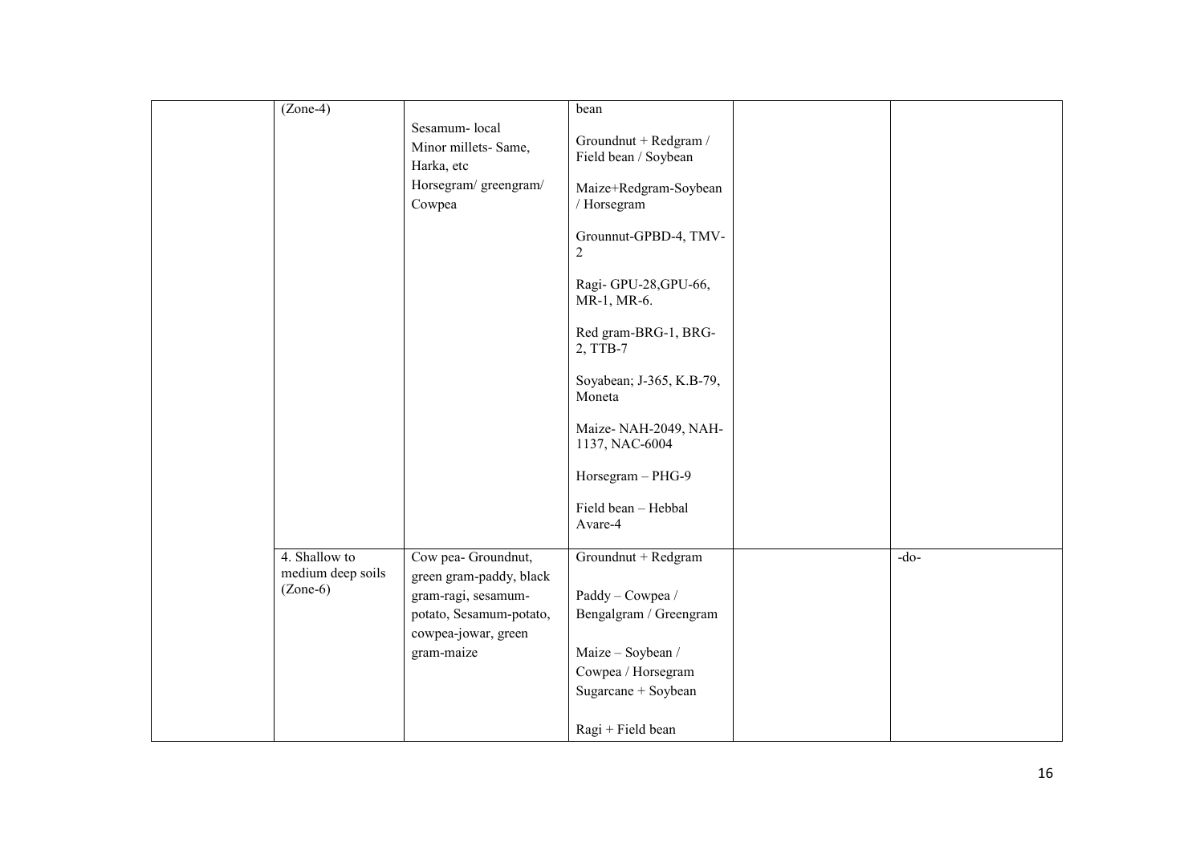|  |  |  |  |  |  |
|---|---|---|---|---|---|
|  | (Zone-4) | Sesamum- local<br>Minor millets- Same, Harka, etc<br>Horsegram/ greengram/ Cowpea | bean<br>Groundnut + Redgram / Field bean / Soybean<br>Maize+Redgram-Soybean / Horsegram<br>Grounnut-GPBD-4, TMV-2<br>Ragi- GPU-28,GPU-66, MR-1, MR-6.<br>Red gram-BRG-1, BRG-2, TTB-7<br>Soyabean; J-365, K.B-79, Moneta<br>Maize- NAH-2049, NAH-1137, NAC-6004<br>Horsegram – PHG-9<br>Field bean – Hebbal Avare-4 |  |  |
|  | 4. Shallow to medium deep soils (Zone-6) | Cow pea- Groundnut, green gram-paddy, black gram-ragi, sesamum-potato, Sesamum-potato, cowpea-jowar, green gram-maize | Groundnut + Redgram<br>Paddy – Cowpea / Bengalgram / Greengram<br>Maize – Soybean / Cowpea / Horsegram<br>Sugarcane + Soybean<br>Ragi + Field bean |  | -do- |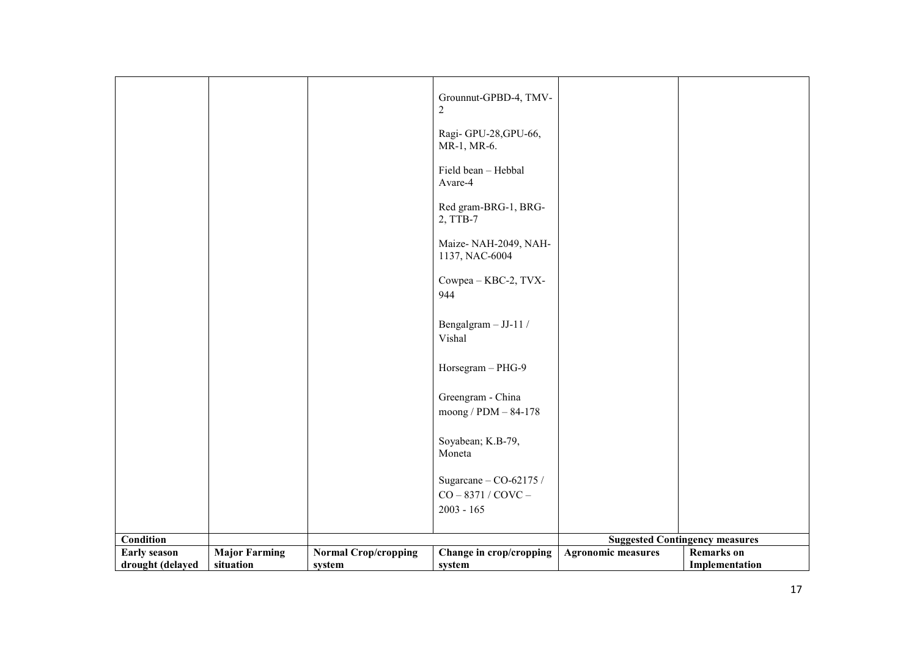|  |  |  | Grounnut-GPBD-4, TMV-2<br><br>Ragi- GPU-28,GPU-66, MR-1, MR-6.<br><br>Field bean – Hebbal Avare-4<br><br>Red gram-BRG-1, BRG-2, TTB-7<br><br>Maize- NAH-2049, NAH-1137, NAC-6004<br><br>Cowpea – KBC-2, TVX-944<br><br>Bengalgram – JJ-11 / Vishal<br><br>Horsegram – PHG-9<br><br>Greengram - China moong / PDM – 84-178<br><br>Soyabean; K.B-79, Moneta<br><br>Sugarcane – CO-62175 / CO – 8371 / COVC – 2003 - 165 |  |  |
|---|---|---|---|---|---|
| **Condition** |  |  |  | **Suggested Contingency measures** |  |
| **Early season drought (delayed** | **Major Farming situation** | **Normal Crop/cropping system** | **Change in crop/cropping system** | **Agronomic measures** | **Remarks on Implementation** |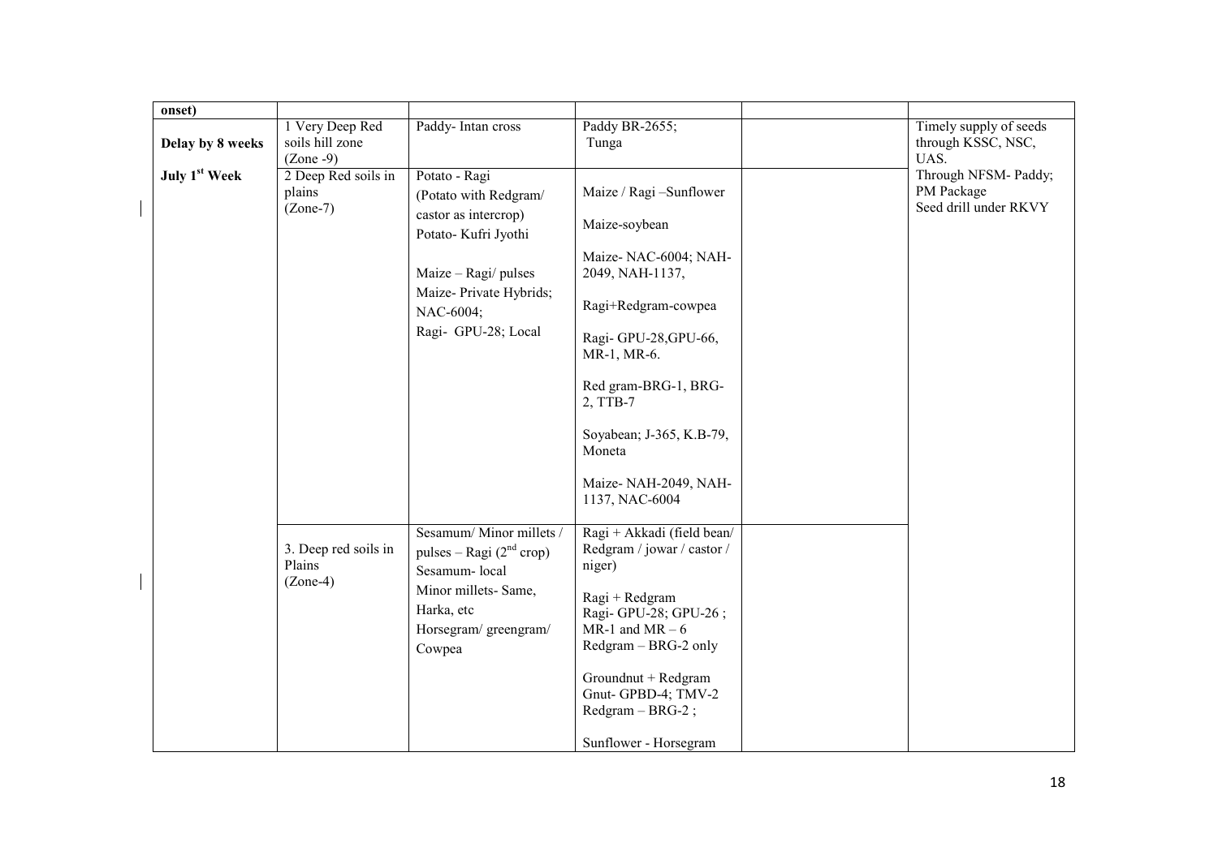| onset) | | | | | |
|---|---|---|---|---|---|
| **Delay by 8 weeks** | 1 Very Deep Red soils hill zone (Zone -9) | Paddy- Intan cross | Paddy BR-2655; Tunga | | Timely supply of seeds through KSSC, NSC, UAS. |
| **July 1st Week** | 2 Deep Red soils in plains (Zone-7) | Potato - Ragi (Potato with Redgram/ castor as intercrop) Potato- Kufri Jyothi<br><br>Maize – Ragi/ pulses Maize- Private Hybrids; NAC-6004; Ragi- GPU-28; Local | Maize / Ragi –Sunflower<br><br>Maize-soybean<br><br>Maize- NAC-6004; NAH-2049, NAH-1137,<br><br>Ragi+Redgram-cowpea<br><br>Ragi- GPU-28,GPU-66, MR-1, MR-6.<br><br>Red gram-BRG-1, BRG-2, TTB-7<br><br>Soyabean; J-365, K.B-79, Moneta<br><br>Maize- NAH-2049, NAH-1137, NAC-6004 | | Through NFSM- Paddy; PM Package Seed drill under RKVY |
| | 3. Deep red soils in Plains (Zone-4) | Sesamum/ Minor millets / pulses – Ragi (2nd crop) Sesamum- local Minor millets- Same, Harka, etc Horsegram/ greengram/ Cowpea | Ragi + Akkadi (field bean/ Redgram / jowar / castor / niger)<br><br>Ragi + Redgram Ragi- GPU-28; GPU-26 ; MR-1 and MR – 6 Redgram – BRG-2 only<br><br>Groundnut + Redgram Gnut- GPBD-4; TMV-2 Redgram – BRG-2 ;<br><br>Sunflower - Horsegram | | |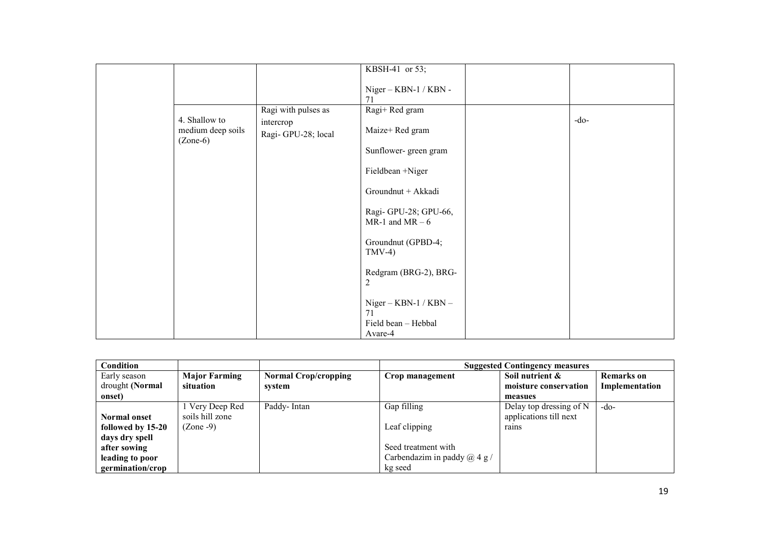| | | | | | |
|---|---|---|---|---|---|
| | | | KBSH-41 or 53;<br><br>Niger – KBN-1 / KBN - 71 | | |
| | 4. Shallow to medium deep soils (Zone-6) | Ragi with pulses as intercrop<br>Ragi- GPU-28; local | Ragi+ Red gram<br><br>Maize+ Red gram<br><br>Sunflower- green gram<br><br>Fieldbean +Niger<br><br>Groundnut + Akkadi<br><br>Ragi- GPU-28; GPU-66, MR-1 and MR – 6<br><br>Groundnut (GPBD-4; TMV-4)<br><br>Redgram (BRG-2), BRG-2<br><br>Niger – KBN-1 / KBN – 71<br>Field bean – Hebbal Avare-4 | | -do- |

| Condition | | | Suggested Contingency measures | | |
|---|---|---|---|---|---|
| Early season drought **(Normal onset)** | **Major Farming situation** | **Normal Crop/cropping system** | **Crop management** | **Soil nutrient & moisture conservation measues** | **Remarks on Implementation** |
| **Normal onset followed by 15-20 days dry spell after sowing leading to poor germination/crop** | 1 Very Deep Red soils hill zone (Zone -9) | Paddy- Intan | Gap filling<br><br>Leaf clipping<br><br>Seed treatment with Carbendazim in paddy @ 4 g / kg seed | Delay top dressing of N applications till next rains | -do- |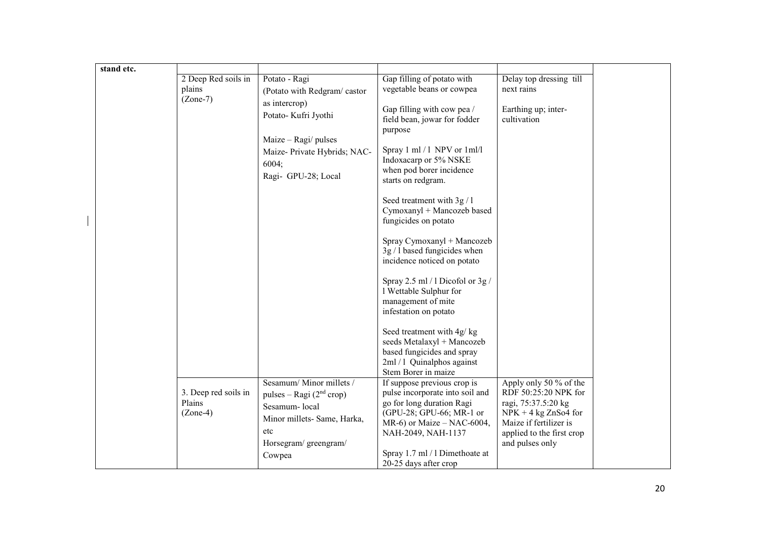| stand etc. | | | | | |
|---|---|---|---|---|---|
| | 2 Deep Red soils in plains (Zone-7) | Potato - Ragi (Potato with Redgram/ castor as intercrop) Potato- Kufri Jyothi<br><br>Maize – Ragi/ pulses Maize- Private Hybrids; NAC-6004; Ragi- GPU-28; Local | Gap filling of potato with vegetable beans or cowpea<br><br>Gap filling with cow pea / field bean, jowar for fodder purpose<br><br>Spray 1 ml / l NPV or 1ml/l Indoxacarp or 5% NSKE when pod borer incidence starts on redgram.<br><br>Seed treatment with 3g / l Cymoxanyl + Mancozeb based fungicides on potato<br><br>Spray Cymoxanyl + Mancozeb 3g / l based fungicides when incidence noticed on potato<br><br>Spray 2.5 ml / l Dicofol or 3g / l Wettable Sulphur for management of mite infestation on potato<br><br>Seed treatment with 4g/ kg seeds Metalaxyl + Mancozeb based fungicides and spray 2ml / l Quinalphos against Stem Borer in maize | Delay top dressing till next rains<br><br>Earthing up; inter-cultivation | |
| | 3. Deep red soils in Plains (Zone-4) | Sesamum/ Minor millets / pulses – Ragi (2nd crop) Sesamum- local Minor millets- Same, Harka, etc Horsegram/ greengram/ Cowpea | If suppose previous crop is pulse incorporate into soil and go for long duration Ragi (GPU-28; GPU-66; MR-1 or MR-6) or Maize – NAC-6004, NAH-2049, NAH-1137<br><br>Spray 1.7 ml / l Dimethoate at 20-25 days after crop | Apply only 50 % of the RDF 50:25:20 NPK for ragi, 75:37.5:20 kg NPK + 4 kg ZnSo4 for Maize if fertilizer is applied to the first crop and pulses only | |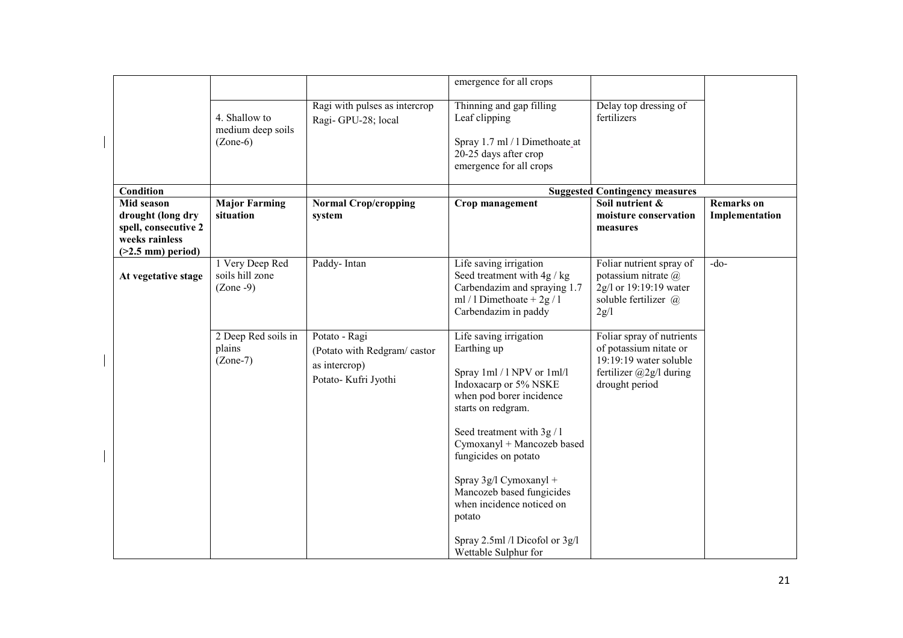| | | | emergence for all crops | | |
|---|---|---|---|---|---|
| | 4. Shallow to medium deep soils (Zone-6) | Ragi with pulses as intercrop<br>Ragi- GPU-28; local | Thinning and gap filling<br>Leaf clipping<br><br>Spray 1.7 ml / l Dimethoate at 20-25 days after crop emergence for all crops | Delay top dressing of fertilizers | |
| **Condition** | | | **Suggested Contingency measures** | | |
| **Mid season drought (long dry spell, consecutive 2 weeks rainless (>2.5 mm) period)** | **Major Farming situation** | **Normal Crop/cropping system** | **Crop management** | **Soil nutrient & moisture conservation measures** | **Remarks on Implementation** |
| **At vegetative stage** | 1 Very Deep Red soils hill zone (Zone -9) | Paddy- Intan | Life saving irrigation<br>Seed treatment with 4g / kg Carbendazim and spraying 1.7 ml / l Dimethoate + 2g / l Carbendazim in paddy | Foliar nutrient spray of potassium nitrate @ 2g/l or 19:19:19 water soluble fertilizer @ 2g/l | -do- |
| | 2 Deep Red soils in plains (Zone-7) | Potato - Ragi<br>(Potato with Redgram/ castor as intercrop)<br>Potato- Kufri Jyothi | Life saving irrigation<br>Earthing up<br><br>Spray 1ml / l NPV or 1ml/l Indoxacarp or 5% NSKE when pod borer incidence starts on redgram.<br><br>Seed treatment with 3g / l Cymoxanyl + Mancozeb based fungicides on potato<br><br>Spray 3g/l Cymoxanyl + Mancozeb based fungicides when incidence noticed on potato<br><br>Spray 2.5ml /l Dicofol or 3g/l Wettable Sulphur for | Foliar spray of nutrients of potassium nitate or 19:19:19 water soluble fertilizer @2g/l during drought period | |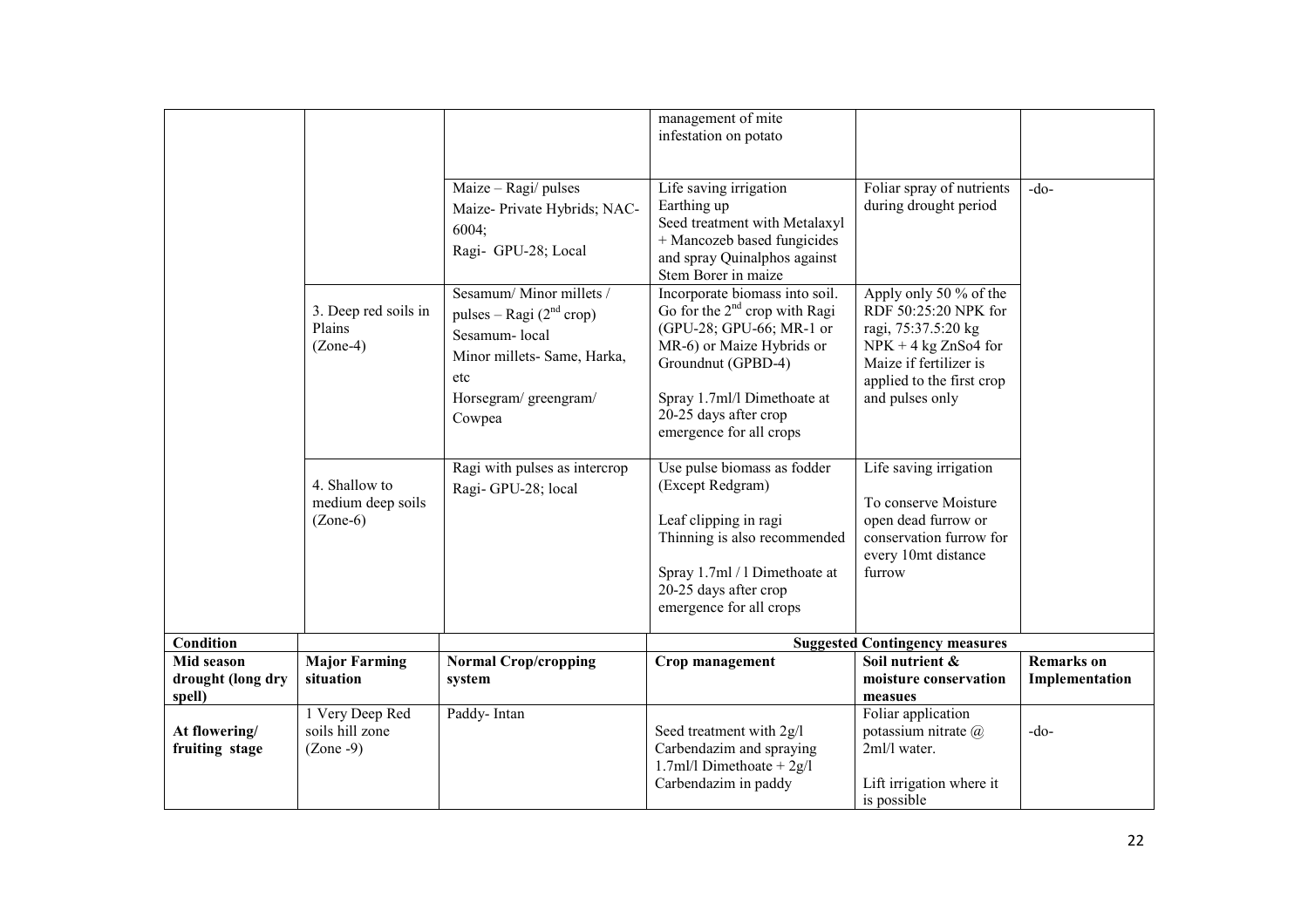| | | | | | |
|---|---|---|---|---|---|
| | | | management of mite infestation on potato | | |
| | | Maize – Ragi/ pulses<br>Maize- Private Hybrids; NAC-6004;<br>Ragi- GPU-28; Local | Life saving irrigation<br>Earthing up<br>Seed treatment with Metalaxyl + Mancozeb based fungicides and spray Quinalphos against Stem Borer in maize | Foliar spray of nutrients during drought period | -do- |
| | 3. Deep red soils in Plains (Zone-4) | Sesamum/ Minor millets / pulses – Ragi (2[nd] crop)<br>Sesamum- local<br>Minor millets- Same, Harka, etc<br>Horsegram/ greengram/ Cowpea | Incorporate biomass into soil. Go for the 2[nd] crop with Ragi (GPU-28; GPU-66; MR-1 or MR-6) or Maize Hybrids or Groundnut (GPBD-4)<br><br>Spray 1.7ml/l Dimethoate at 20-25 days after crop emergence for all crops | Apply only 50 % of the RDF 50:25:20 NPK for ragi, 75:37.5:20 kg NPK + 4 kg ZnSo4 for Maize if fertilizer is applied to the first crop and pulses only | |
| | 4. Shallow to medium deep soils (Zone-6) | Ragi with pulses as intercrop<br>Ragi- GPU-28; local | Use pulse biomass as fodder (Except Redgram)<br><br>Leaf clipping in ragi<br>Thinning is also recommended<br><br>Spray 1.7ml / l Dimethoate at 20-25 days after crop emergence for all crops | Life saving irrigation<br><br>To conserve Moisture open dead furrow or conservation furrow for every 10mt distance furrow | |
| **Condition** | | | **Suggested Contingency measures** | | |
| **Mid season drought (long dry spell)** | **Major Farming situation** | **Normal Crop/cropping system** | **Crop management** | **Soil nutrient & moisture conservation measues** | **Remarks on Implementation** |
| **At flowering/ fruiting stage** | 1 Very Deep Red soils hill zone (Zone -9) | Paddy- Intan | Seed treatment with 2g/l Carbendazim and spraying 1.7ml/l Dimethoate + 2g/l Carbendazim in paddy | Foliar application potassium nitrate @ 2ml/l water.<br><br>Lift irrigation where it is possible | -do- |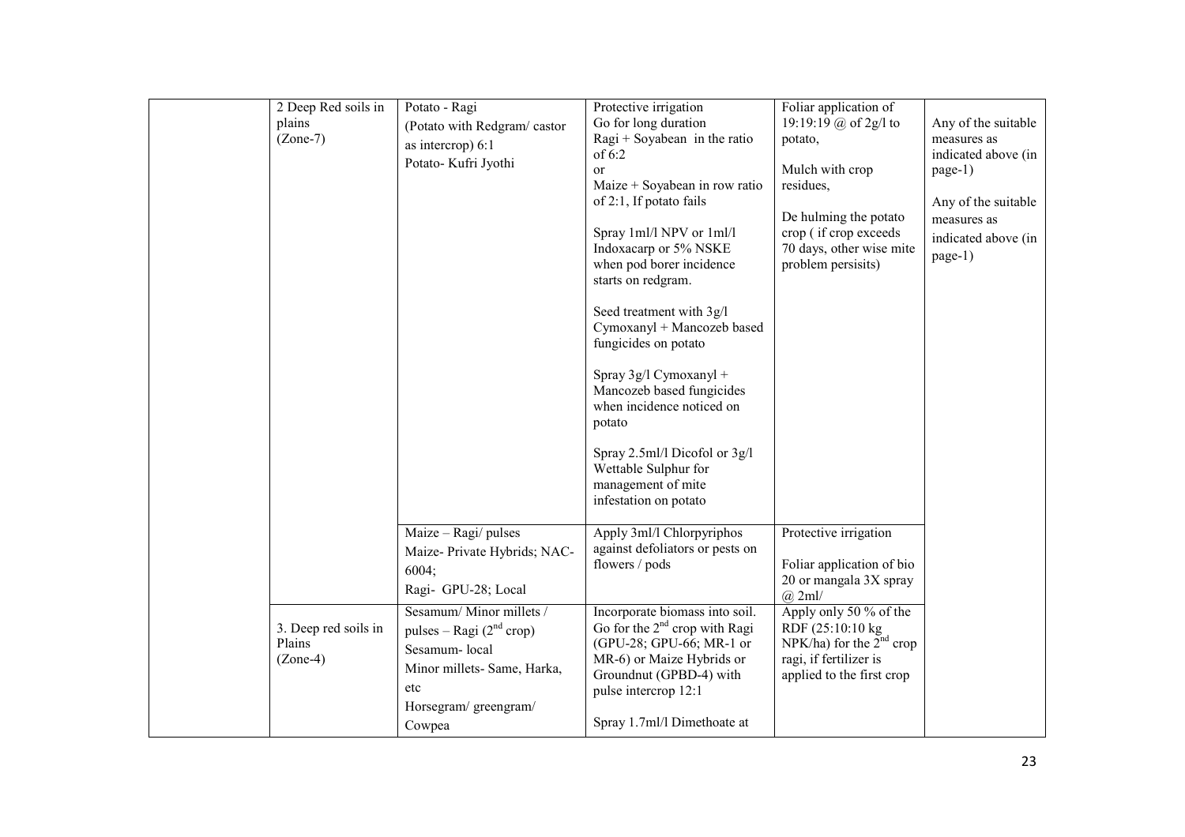| | | | | | |
|---|---|---|---|---|---|
| | 2 Deep Red soils in plains (Zone-7) | Potato - Ragi<br>(Potato with Redgram/ castor as intercrop) 6:1<br>Potato- Kufri Jyothi | Protective irrigation<br>Go for long duration Ragi + Soyabean in the ratio of 6:2<br>or<br>Maize + Soyabean in row ratio of 2:1, If potato fails<br><br>Spray 1ml/l NPV or 1ml/l Indoxacarp or 5% NSKE when pod borer incidence starts on redgram.<br><br>Seed treatment with 3g/l Cymoxanyl + Mancozeb based fungicides on potato<br><br>Spray 3g/l Cymoxanyl + Mancozeb based fungicides when incidence noticed on potato<br><br>Spray 2.5ml/l Dicofol or 3g/l Wettable Sulphur for management of mite infestation on potato | Foliar application of 19:19:19 @ of 2g/l to potato,<br><br>Mulch with crop residues,<br><br>De hulming the potato crop ( if crop exceeds 70 days, other wise mite problem persisits) | Any of the suitable measures as indicated above (in page-1)<br><br>Any of the suitable measures as indicated above (in page-1) |
| | | Maize – Ragi/ pulses<br>Maize- Private Hybrids; NAC-6004;<br>Ragi- GPU-28; Local | Apply 3ml/l Chlorpyriphos against defoliators or pests on flowers / pods | Protective irrigation<br><br>Foliar application of bio 20 or mangala 3X spray @ 2ml/ | |
| | 3. Deep red soils in Plains (Zone-4) | Sesamum/ Minor millets / pulses – Ragi (2nd crop)<br>Sesamum- local<br>Minor millets- Same, Harka, etc<br>Horsegram/ greengram/ Cowpea | Incorporate biomass into soil. Go for the 2nd crop with Ragi (GPU-28; GPU-66; MR-1 or MR-6) or Maize Hybrids or Groundnut (GPBD-4) with pulse intercrop 12:1<br><br>Spray 1.7ml/l Dimethoate at | Apply only 50 % of the RDF (25:10:10 kg NPK/ha) for the 2nd crop ragi, if fertilizer is applied to the first crop | |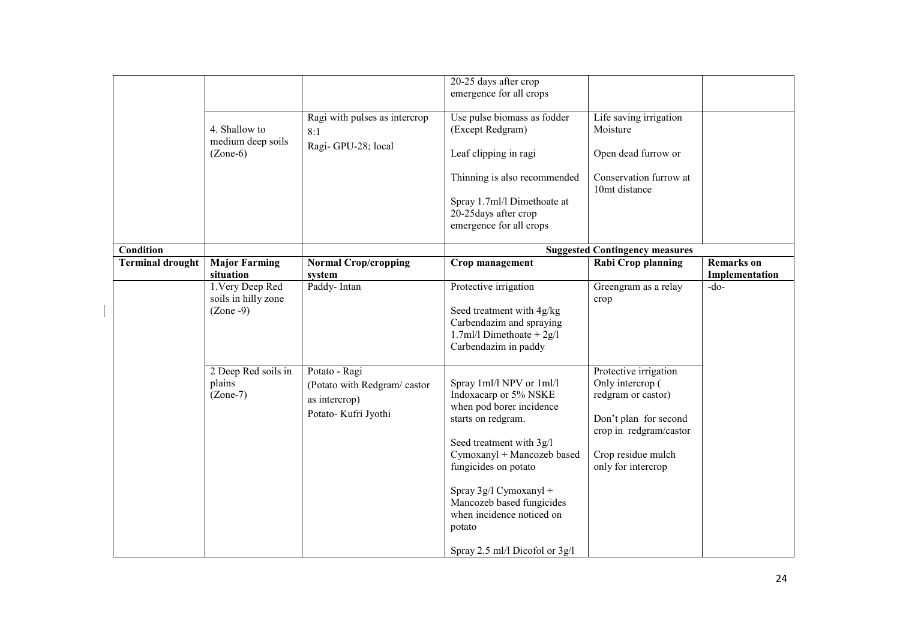|  |  |  | 20-25 days after crop emergence for all crops |  |  |
|---|---|---|---|---|---|
|  | 4. Shallow to medium deep soils (Zone-6) | Ragi with pulses as intercrop 8:1<br>Ragi- GPU-28; local | Use pulse biomass as fodder (Except Redgram)<br><br>Leaf clipping in ragi<br><br>Thinning is also recommended<br><br>Spray 1.7ml/l Dimethoate at 20-25days after crop emergence for all crops | Life saving irrigation Moisture<br><br>Open dead furrow or<br><br>Conservation furrow at 10mt distance |  |
| **Condition** |  |  | **Suggested Contingency measures** |  |  |
| **Terminal drought** | **Major Farming situation** | **Normal Crop/cropping system** | **Crop management** | **Rabi Crop planning** | **Remarks on Implementation** |
|  | 1.Very Deep Red soils in hilly zone (Zone -9) | Paddy- Intan | Protective irrigation<br><br>Seed treatment with 4g/kg Carbendazim and spraying 1.7ml/l Dimethoate + 2g/l Carbendazim in paddy | Greengram as a relay crop | -do- |
|  | 2 Deep Red soils in plains (Zone-7) | Potato - Ragi<br>(Potato with Redgram/ castor as intercrop)<br>Potato- Kufri Jyothi | Spray 1ml/l NPV or 1ml/l Indoxacarp or 5% NSKE when pod borer incidence starts on redgram.<br><br>Seed treatment with 3g/l Cymoxanyl + Mancozeb based fungicides on potato<br><br>Spray 3g/l Cymoxanyl + Mancozeb based fungicides when incidence noticed on potato<br><br>Spray 2.5 ml/l Dicofol or 3g/l | Protective irrigation Only intercrop ( redgram or castor)<br><br>Don't plan for second crop in redgram/castor<br><br>Crop residue mulch only for intercrop |  |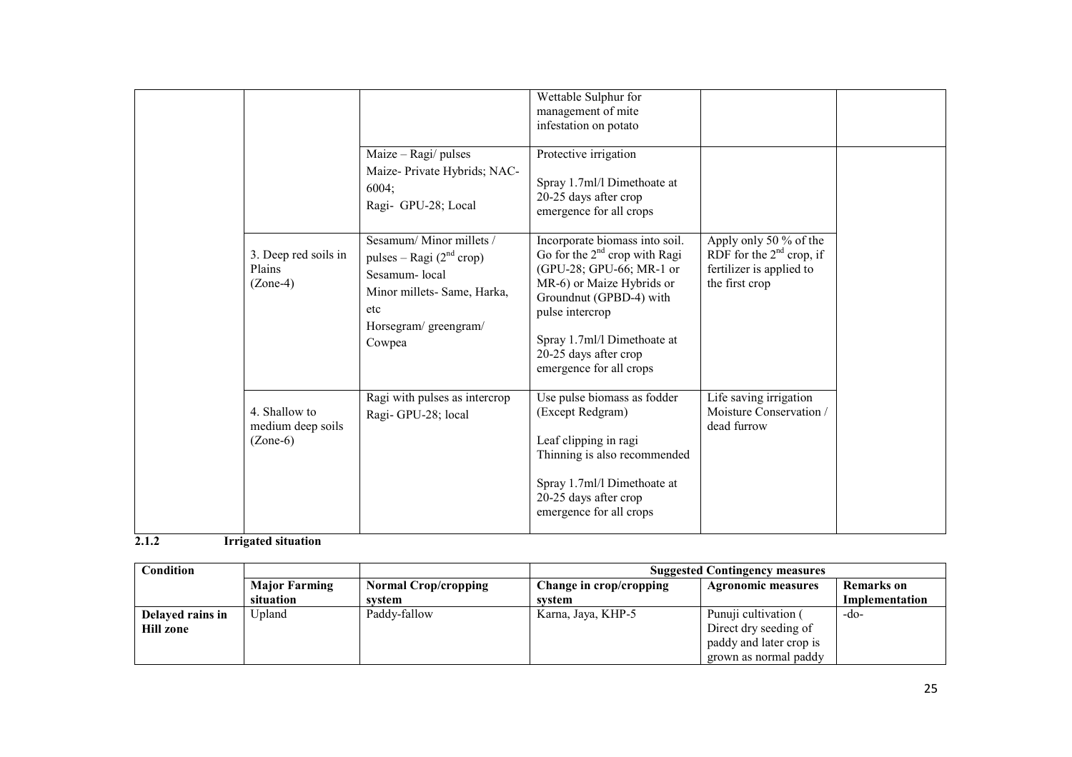| | | | | | |
|---|---|---|---|---|---|
| | | | Wettable Sulphur for management of mite infestation on potato | | |
| | | Maize – Ragi/ pulses<br>Maize- Private Hybrids; NAC-6004;<br>Ragi- GPU-28; Local | Protective irrigation<br><br>Spray 1.7ml/l Dimethoate at 20-25 days after crop emergence for all crops | | |
| | 3. Deep red soils in Plains (Zone-4) | Sesamum/ Minor millets / pulses – Ragi ($2^{nd}$ crop)<br>Sesamum- local<br>Minor millets- Same, Harka, etc<br>Horsegram/ greengram/ Cowpea | Incorporate biomass into soil. Go for the $2^{nd}$ crop with Ragi (GPU-28; GPU-66; MR-1 or MR-6) or Maize Hybrids or Groundnut (GPBD-4) with pulse intercrop<br><br>Spray 1.7ml/l Dimethoate at 20-25 days after crop emergence for all crops | Apply only 50 % of the RDF for the $2^{nd}$ crop, if fertilizer is applied to the first crop | |
| | 4. Shallow to medium deep soils (Zone-6) | Ragi with pulses as intercrop<br>Ragi- GPU-28; local | Use pulse biomass as fodder (Except Redgram)<br><br>Leaf clipping in ragi<br>Thinning is also recommended<br><br>Spray 1.7ml/l Dimethoate at 20-25 days after crop emergence for all crops | Life saving irrigation<br>Moisture Conservation / dead furrow | |

### 2.1.2 Irrigated situation

| Condition | | | Suggested Contingency measures | | |
|---|---|---|---|---|---|
| | **Major Farming situation** | **Normal Crop/cropping system** | **Change in crop/cropping system** | **Agronomic measures** | **Remarks on Implementation** |
| **Delayed rains in Hill zone** | Upland | Paddy-fallow | Karna, Jaya, KHP-5 | Punuji cultivation ( Direct dry seeding of paddy and later crop is grown as normal paddy | -do- |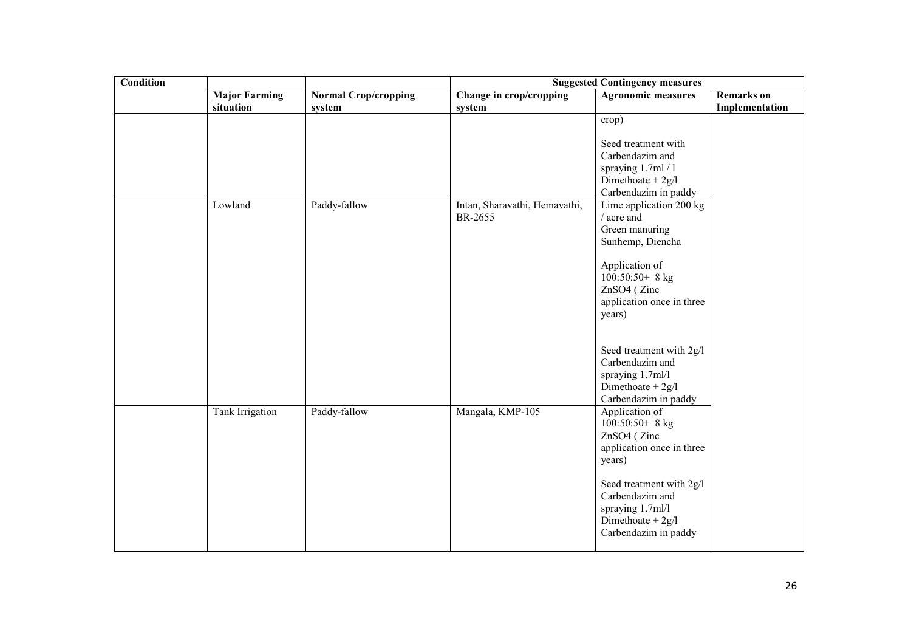| Condition | | | Suggested Contingency measures | | |
|---|---|---|---|---|---|
| | Major Farming situation | Normal Crop/cropping system | Change in crop/cropping system | Agronomic measures | Remarks on Implementation |
| | | | | crop)<br><br>Seed treatment with Carbendazim and spraying 1.7ml / l Dimethoate + 2g/l Carbendazim in paddy | |
| | Lowland | Paddy-fallow | Intan, Sharavathi, Hemavathi, BR-2655 | Lime application 200 kg / acre and Green manuring Sunhemp, Diencha<br><br>Application of 100:50:50+ 8 kg ZnSO4 ( Zinc application once in three years)<br><br>Seed treatment with 2g/l Carbendazim and spraying 1.7ml/l Dimethoate + 2g/l Carbendazim in paddy | |
| | Tank Irrigation | Paddy-fallow | Mangala, KMP-105 | Application of 100:50:50+ 8 kg ZnSO4 ( Zinc application once in three years)<br><br>Seed treatment with 2g/l Carbendazim and spraying 1.7ml/l Dimethoate + 2g/l Carbendazim in paddy | |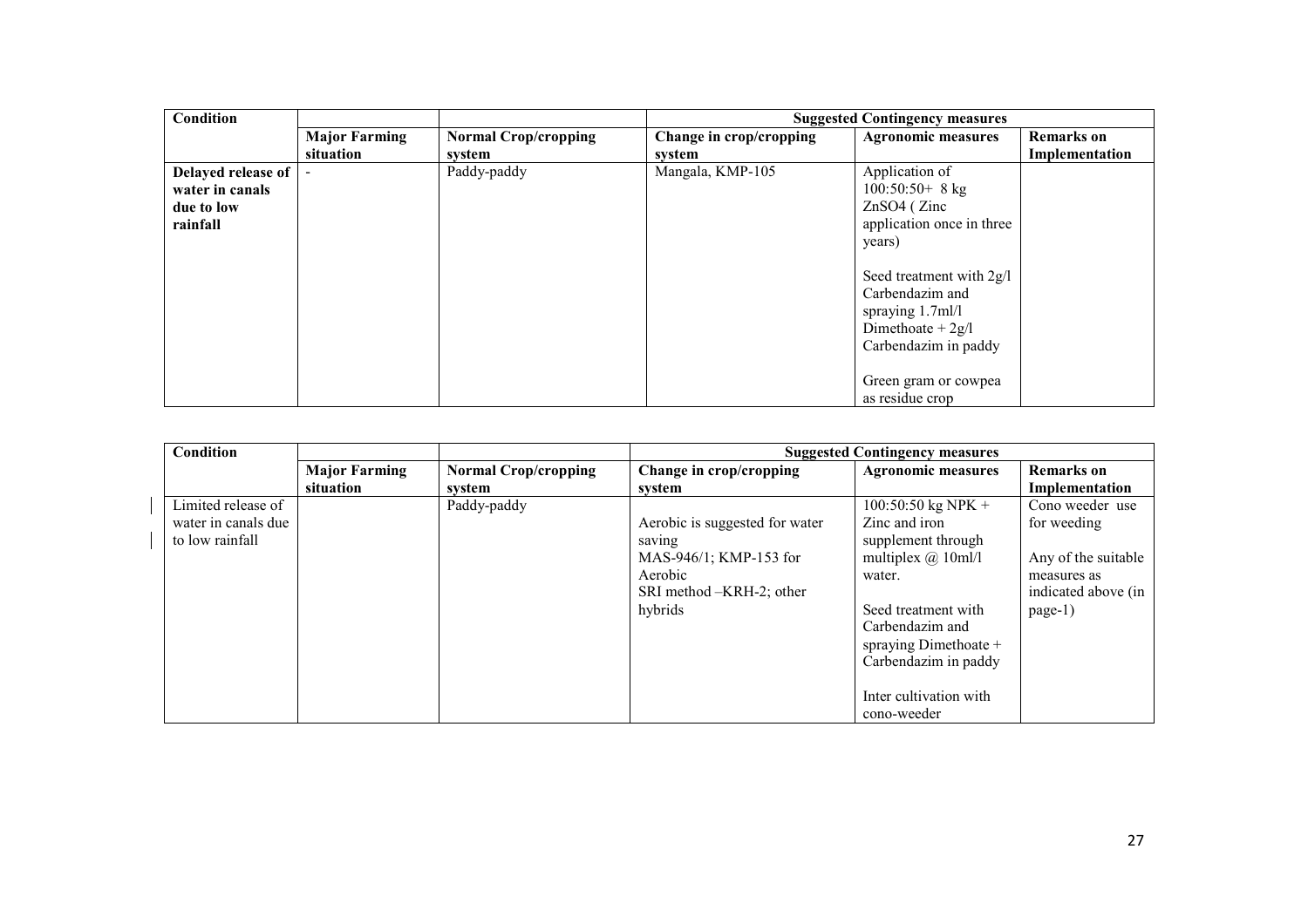| Condition | | | Suggested Contingency measures | | |
|---|---|---|---|---|---|
| | **Major Farming situation** | **Normal Crop/cropping system** | **Change in crop/cropping system** | **Agronomic measures** | **Remarks on Implementation** |
| **Delayed release of water in canals due to low rainfall** | - | Paddy-paddy | Mangala, KMP-105 | Application of 100:50:50+ 8 kg $ZnSO_4$ ( Zinc application once in three years)<br><br>Seed treatment with 2g/l Carbendazim and spraying 1.7ml/l Dimethoate + 2g/l Carbendazim in paddy<br><br>Green gram or cowpea as residue crop | |

| Condition | | | Suggested Contingency measures | | |
|---|---|---|---|---|---|
| | **Major Farming situation** | **Normal Crop/cropping system** | **Change in crop/cropping system** | **Agronomic measures** | **Remarks on Implementation** |
| Limited release of water in canals due to low rainfall | | Paddy-paddy | Aerobic is suggested for water saving<br>MAS-946/1; KMP-153 for Aerobic<br>SRI method –KRH-2; other hybrids | 100:50:50 kg NPK + Zinc and iron supplement through multiplex @ 10ml/l water.<br><br>Seed treatment with Carbendazim and spraying Dimethoate + Carbendazim in paddy<br><br>Inter cultivation with cono-weeder | Cono weeder use for weeding<br><br>Any of the suitable measures as indicated above (in page-1) |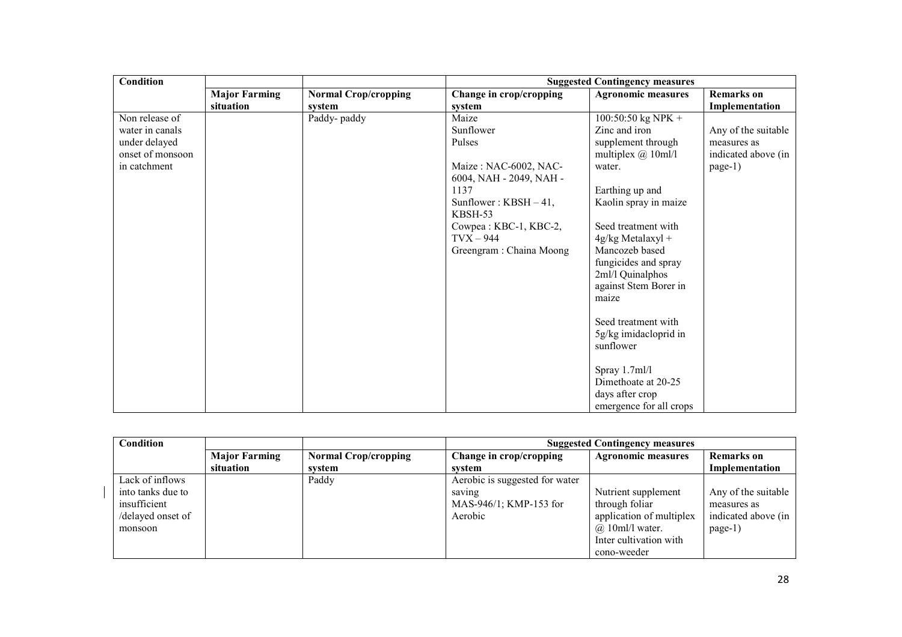| Condition | | | Suggested Contingency measures | | |
|---|---|---|---|---|---|
| | Major Farming situation | Normal Crop/cropping system | Change in crop/cropping system | Agronomic measures | Remarks on Implementation |
| Non release of water in canals under delayed onset of monsoon in catchment | | Paddy- paddy | Maize<br>Sunflower<br>Pulses<br><br>Maize : NAC-6002, NAC-6004, NAH - 2049, NAH - 1137<br>Sunflower : KBSH – 41, KBSH-53<br>Cowpea : KBC-1, KBC-2, TVX – 944<br>Greengram : Chaina Moong | 100:50:50 kg NPK + Zinc and iron supplement through multiplex @ 10ml/l water.<br><br>Earthing up and Kaolin spray in maize<br><br>Seed treatment with 4g/kg Metalaxyl + Mancozeb based fungicides and spray 2ml/l Quinalphos against Stem Borer in maize<br><br>Seed treatment with 5g/kg imidacloprid in sunflower<br><br>Spray 1.7ml/l Dimethoate at 20-25 days after crop emergence for all crops | Any of the suitable measures as indicated above (in page-1) |

| Condition | | | Suggested Contingency measures | | |
|---|---|---|---|---|---|
| | Major Farming situation | Normal Crop/cropping system | Change in crop/cropping system | Agronomic measures | Remarks on Implementation |
| Lack of inflows into tanks due to insufficient /delayed onset of monsoon | | Paddy | Aerobic is suggested for water saving<br>MAS-946/1; KMP-153 for Aerobic | Nutrient supplement through foliar application of multiplex @ 10ml/l water.<br>Inter cultivation with cono-weeder | Any of the suitable measures as indicated above (in page-1) |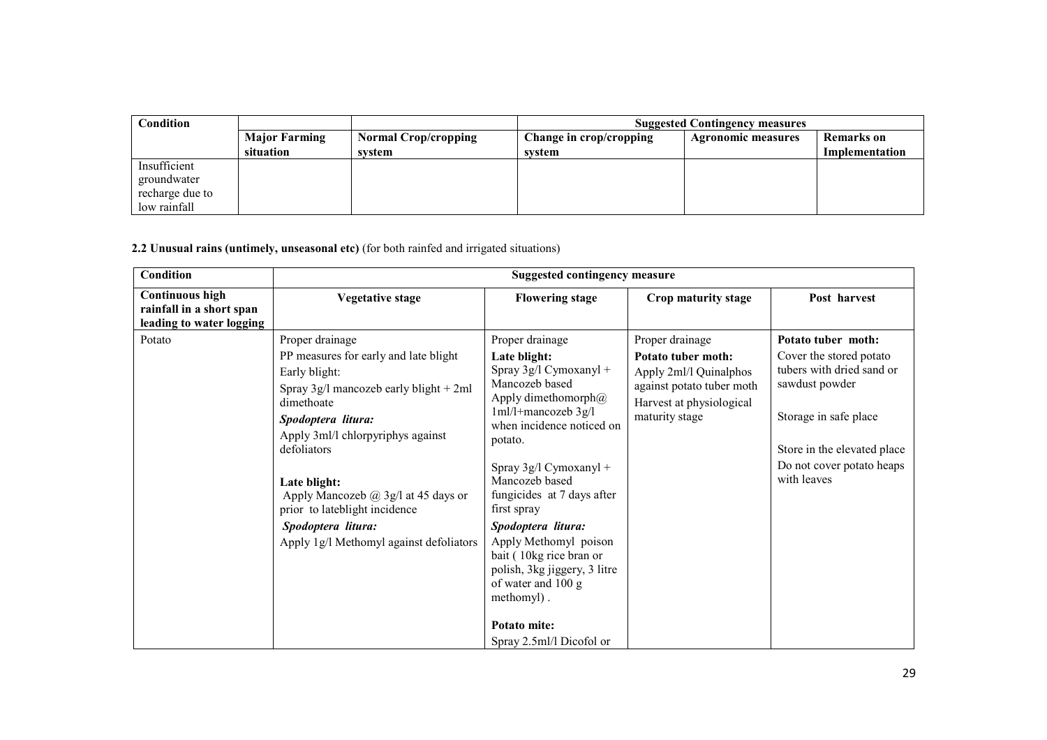| Condition | | | Suggested Contingency measures | | |
|---|---|---|---|---|---|
| | **Major Farming situation** | **Normal Crop/cropping system** | **Change in crop/cropping system** | **Agronomic measures** | **Remarks on Implementation** |
| Insufficient groundwater recharge due to low rainfall | | | | | |

**2.2 Unusual rains (untimely, unseasonal etc)** (for both rainfed and irrigated situations)

| Condition | Suggested contingency measure | | | |
|---|---|---|---|---|
| **Continuous high rainfall in a short span leading to water logging** | **Vegetative stage** | **Flowering stage** | **Crop maturity stage** | **Post harvest** |
| Potato | Proper drainage<br>PP measures for early and late blight<br>Early blight:<br>Spray 3g/l mancozeb early blight + 2ml dimethoate<br>***Spodoptera litura:***<br>Apply 3ml/l chlorpyriphys against defoliators<br><br>**Late blight:**<br>Apply Mancozeb @ 3g/l at 45 days or prior to lateblight incidence<br>***Spodoptera litura:***<br>Apply 1g/l Methomyl against defoliators | Proper drainage<br>**Late blight:**<br>Spray 3g/l Cymoxanyl + Mancozeb based<br>Apply dimethomorph@ 1ml/l+mancozeb 3g/l when incidence noticed on potato.<br><br>Spray 3g/l Cymoxanyl + Mancozeb based fungicides at 7 days after first spray<br>***Spodoptera litura:***<br>Apply Methomyl poison bait ( 10kg rice bran or polish, 3kg jiggery, 3 litre of water and 100 g methomyl) .<br><br>**Potato mite:**<br>Spray 2.5ml/l Dicofol or | Proper drainage<br>**Potato tuber moth:**<br>Apply 2ml/l Quinalphos against potato tuber moth<br>Harvest at physiological maturity stage | **Potato tuber moth:**<br>Cover the stored potato tubers with dried sand or sawdust powder<br><br>Storage in safe place<br><br>Store in the elevated place<br>Do not cover potato heaps with leaves |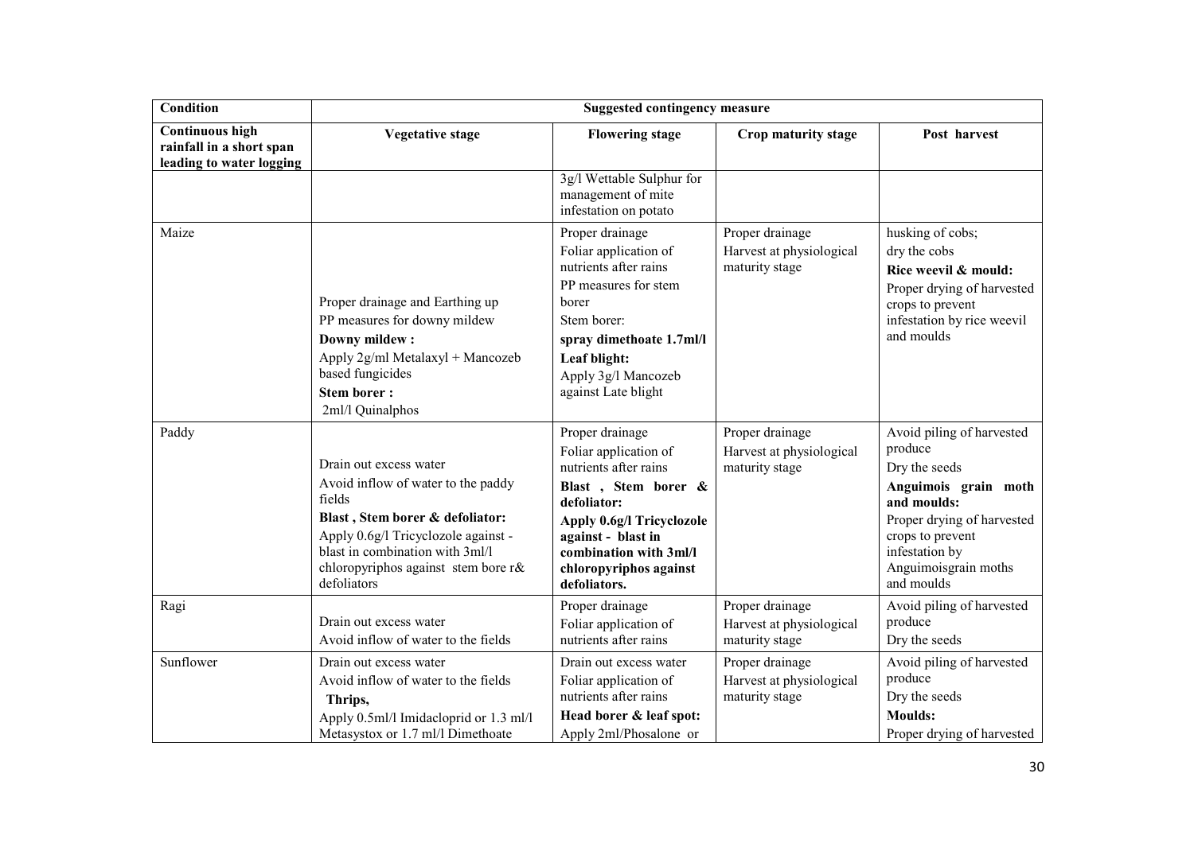| Condition | Suggested contingency measure | | | |
|---|---|---|---|---|
| **Continuous high rainfall in a short span leading to water logging** | **Vegetative stage** | **Flowering stage** | **Crop maturity stage** | **Post harvest** |
| | | 3g/l Wettable Sulphur for management of mite infestation on potato | | |
| Maize | Proper drainage and Earthing up<br>PP measures for downy mildew<br>**Downy mildew :**<br>Apply 2g/ml Metalaxyl + Mancozeb based fungicides<br>**Stem borer :**<br>2ml/l Quinalphos | Proper drainage<br>Foliar application of nutrients after rains<br>PP measures for stem borer<br>Stem borer:<br>**spray dimethoate 1.7ml/l**<br>**Leaf blight:**<br>Apply 3g/l Mancozeb against Late blight | Proper drainage<br>Harvest at physiological maturity stage | husking of cobs;<br>dry the cobs<br>**Rice weevil & mould:**<br>Proper drying of harvested crops to prevent infestation by rice weevil and moulds |
| Paddy | Drain out excess water<br>Avoid inflow of water to the paddy fields<br>**Blast , Stem borer & defoliator:**<br>Apply 0.6g/l Tricyclozole against - blast in combination with 3ml/l chloropyriphos against stem bore r& defoliators | Proper drainage<br>Foliar application of nutrients after rains<br>**Blast , Stem borer & defoliator:**<br>**Apply 0.6g/l Tricyclozole against - blast in combination with 3ml/l chloropyriphos against defoliators.** | Proper drainage<br>Harvest at physiological maturity stage | Avoid piling of harvested produce<br>Dry the seeds<br>**Anguimois grain moth and moulds:**<br>Proper drying of harvested crops to prevent infestation by Anguimoisgrain moths and moulds |
| Ragi | Drain out excess water<br>Avoid inflow of water to the fields | Proper drainage<br>Foliar application of nutrients after rains | Proper drainage<br>Harvest at physiological maturity stage | Avoid piling of harvested produce<br>Dry the seeds |
| Sunflower | Drain out excess water<br>Avoid inflow of water to the fields<br>Thrips,<br>Apply 0.5ml/l Imidacloprid or 1.3 ml/l Metasystox or 1.7 ml/l Dimethoate | Drain out excess water<br>Foliar application of nutrients after rains<br>**Head borer & leaf spot:**<br>Apply 2ml/Phosalone or | Proper drainage<br>Harvest at physiological maturity stage | Avoid piling of harvested produce<br>Dry the seeds<br>**Moulds:**<br>Proper drying of harvested |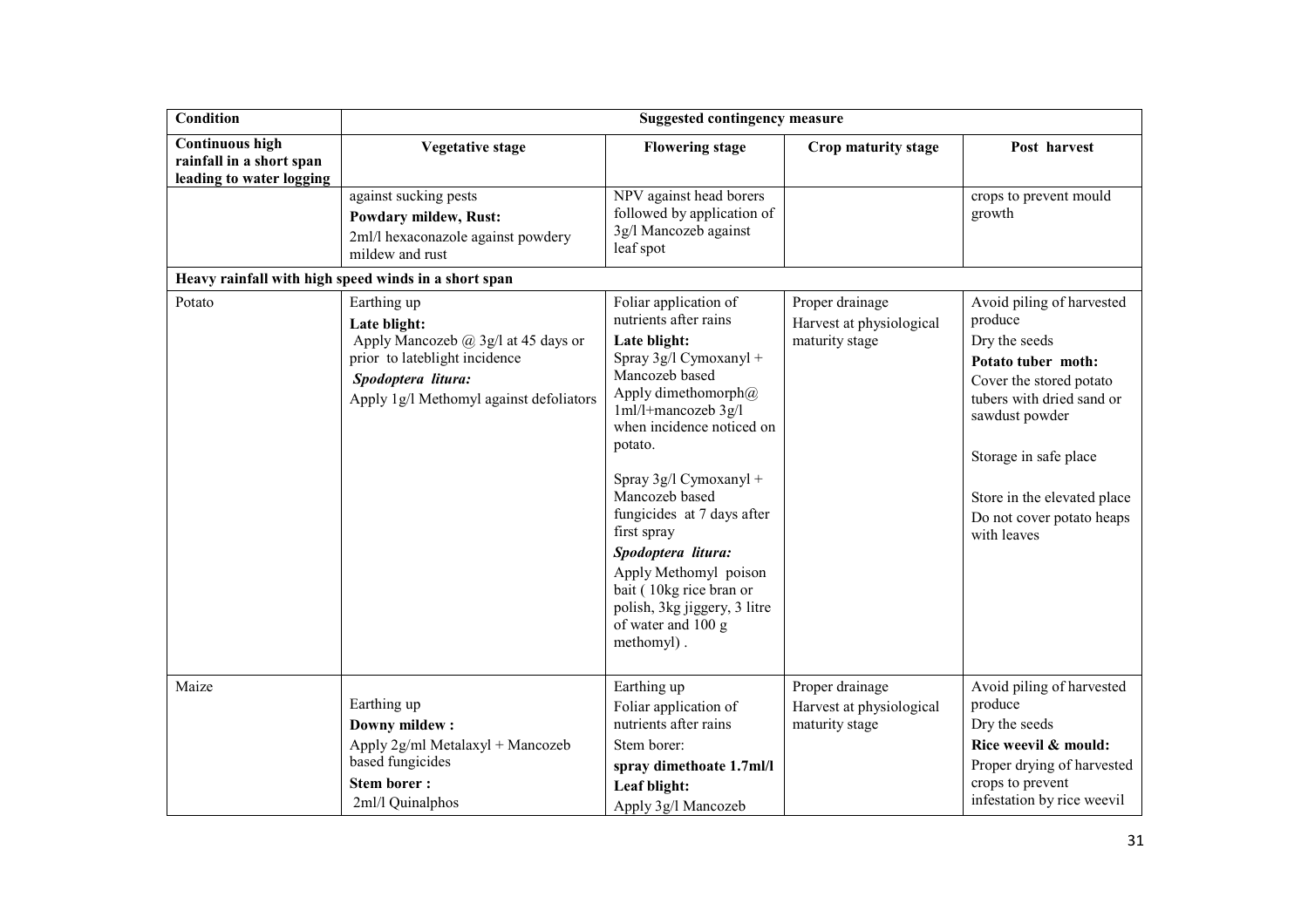| Condition | Suggested contingency measure | | | |
|---|---|---|---|---|
| **Continuous high rainfall in a short span leading to water logging** | **Vegetative stage** | **Flowering stage** | **Crop maturity stage** | **Post harvest** |
| | against sucking pests<br>**Powdary mildew, Rust:**<br>2ml/l hexaconazole against powdery mildew and rust | NPV against head borers followed by application of 3g/l Mancozeb against leaf spot | | crops to prevent mould growth |
| **Heavy rainfall with high speed winds in a short span** | | | | |
| Potato | Earthing up<br>**Late blight:**<br>Apply Mancozeb @ 3g/l at 45 days or prior to lateblight incidence<br>***Spodoptera litura:***<br>Apply 1g/l Methomyl against defoliators | Foliar application of nutrients after rains<br>**Late blight:**<br>Spray 3g/l Cymoxanyl + Mancozeb based<br>Apply dimethomorph@ 1ml/l+mancozeb 3g/l when incidence noticed on potato.<br><br>Spray 3g/l Cymoxanyl + Mancozeb based fungicides at 7 days after first spray<br>***Spodoptera litura:***<br>Apply Methomyl poison bait ( 10kg rice bran or polish, 3kg jiggery, 3 litre of water and 100 g methomyl) . | Proper drainage<br>Harvest at physiological maturity stage | Avoid piling of harvested produce<br>Dry the seeds<br>**Potato tuber moth:**<br>Cover the stored potato tubers with dried sand or sawdust powder<br><br>Storage in safe place<br><br>Store in the elevated place<br>Do not cover potato heaps with leaves |
| Maize | Earthing up<br>**Downy mildew :**<br>Apply 2g/ml Metalaxyl + Mancozeb based fungicides<br>**Stem borer :**<br>2ml/l Quinalphos | Earthing up<br>Foliar application of nutrients after rains<br>Stem borer:<br>**spray dimethoate 1.7ml/l**<br>**Leaf blight:**<br>Apply 3g/l Mancozeb | Proper drainage<br>Harvest at physiological maturity stage | Avoid piling of harvested produce<br>Dry the seeds<br>**Rice weevil & mould:**<br>Proper drying of harvested crops to prevent infestation by rice weevil |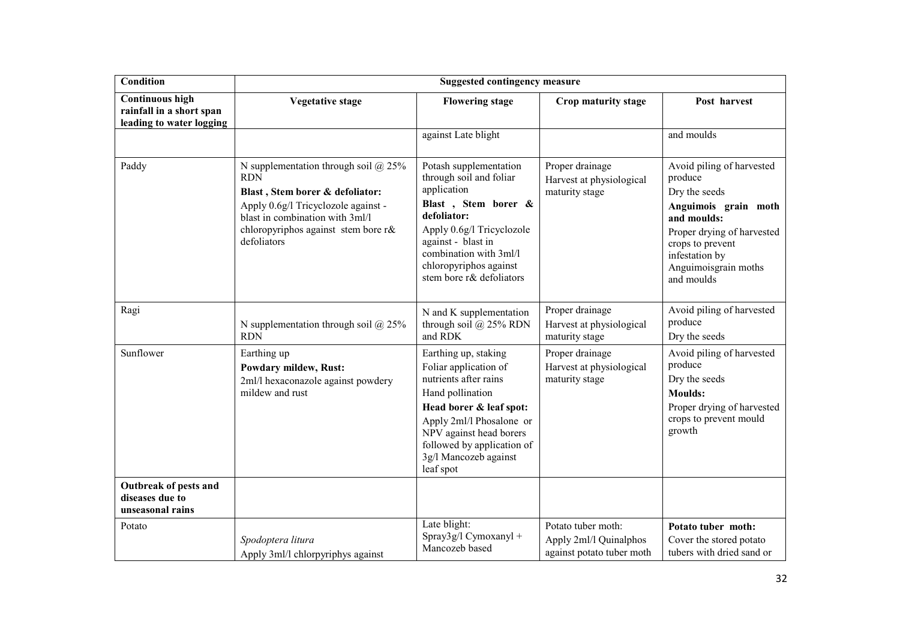| Condition | Suggested contingency measure | | | |
|---|---|---|---|---|
| **Continuous high rainfall in a short span leading to water logging** | **Vegetative stage** | **Flowering stage** | **Crop maturity stage** | **Post harvest** |
| | | against Late blight | | and moulds |
| Paddy | N supplementation through soil @ 25% RDN<br>**Blast , Stem borer & defoliator:**<br>Apply 0.6g/l Tricyclozole against - blast in combination with 3ml/l chloropyriphos against stem bore r& defoliators | Potash supplementation through soil and foliar application<br>**Blast , Stem borer & defoliator:**<br>Apply 0.6g/l Tricyclozole against - blast in combination with 3ml/l chloropyriphos against stem bore r& defoliators | Proper drainage<br>Harvest at physiological maturity stage | Avoid piling of harvested produce<br>Dry the seeds<br>**Anguimois grain moth and moulds:**<br>Proper drying of harvested crops to prevent infestation by Anguimoisgrain moths and moulds |
| Ragi | N supplementation through soil @ 25% RDN | N and K supplementation through soil @ 25% RDN and RDK | Proper drainage<br>Harvest at physiological maturity stage | Avoid piling of harvested produce<br>Dry the seeds |
| Sunflower | Earthing up<br>**Powdary mildew, Rust:**<br>2ml/l hexaconazole against powdery mildew and rust | Earthing up, staking<br>Foliar application of nutrients after rains<br>Hand pollination<br>**Head borer & leaf spot:**<br>Apply 2ml/l Phosalone or NPV against head borers followed by application of 3g/l Mancozeb against leaf spot | Proper drainage<br>Harvest at physiological maturity stage | Avoid piling of harvested produce<br>Dry the seeds<br>**Moulds:**<br>Proper drying of harvested crops to prevent mould growth |
| **Outbreak of pests and diseases due to unseasonal rains** | | | | |
| Potato | *Spodoptera litura*<br>Apply 3ml/l chlorpyriphys against | Late blight:<br>Spray3g/l Cymoxanyl + Mancozeb based | Potato tuber moth:<br>Apply 2ml/l Quinalphos against potato tuber moth | **Potato tuber moth:**<br>Cover the stored potato tubers with dried sand or |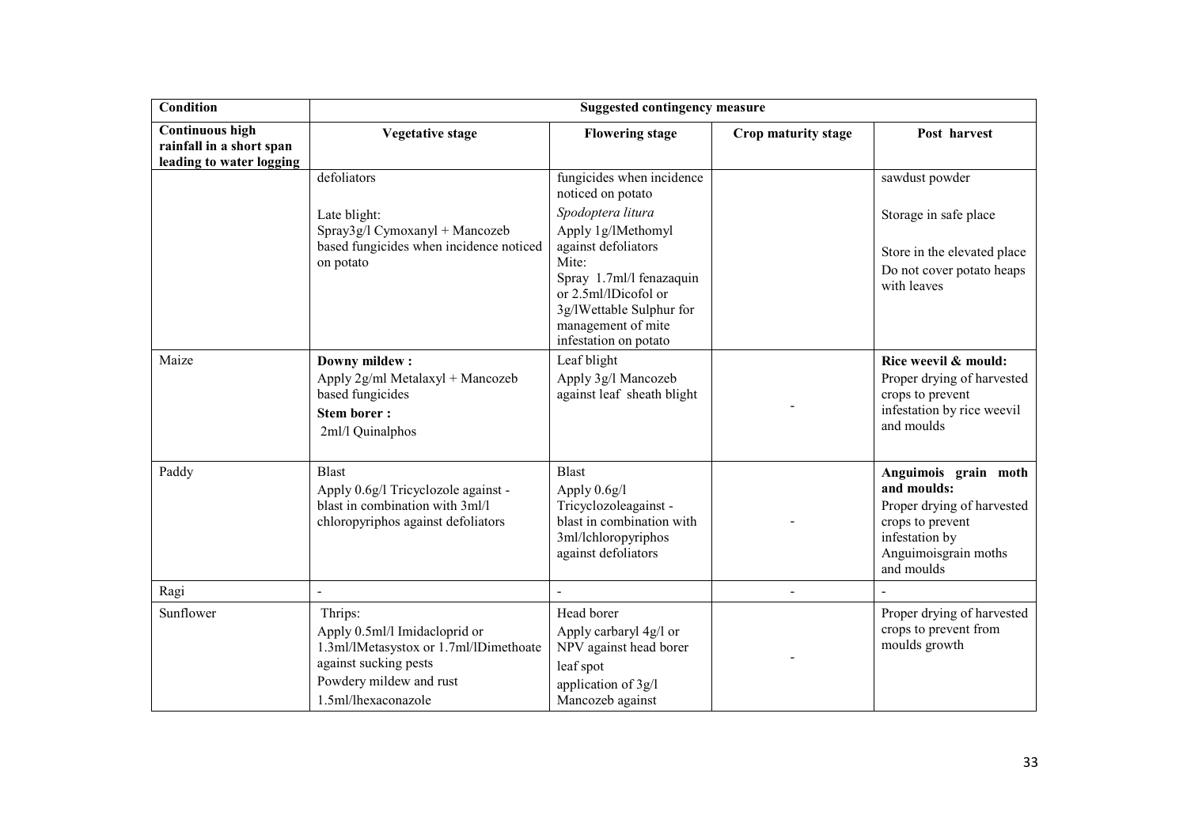| Condition | Suggested contingency measure | | | |
|---|---|---|---|---|
| **Continuous high rainfall in a short span leading to water logging** | **Vegetative stage** | **Flowering stage** | **Crop maturity stage** | **Post harvest** |
| | defoliators<br><br>Late blight:<br>Spray3g/l Cymoxanyl + Mancozeb based fungicides when incidence noticed on potato | fungicides when incidence noticed on potato<br>*Spodoptera litura*<br>Apply 1g/lMethomyl against defoliators<br>Mite:<br>Spray 1.7ml/l fenazaquin or 2.5ml/lDicofol or 3g/lWettable Sulphur for management of mite infestation on potato | | sawdust powder<br><br>Storage in safe place<br><br>Store in the elevated place<br>Do not cover potato heaps with leaves |
| Maize | **Downy mildew :**<br>Apply 2g/ml Metalaxyl + Mancozeb based fungicides<br>**Stem borer :**<br>2ml/l Quinalphos | Leaf blight<br>Apply 3g/l Mancozeb against leaf sheath blight | - | **Rice weevil & mould:**<br>Proper drying of harvested crops to prevent infestation by rice weevil and moulds |
| Paddy | Blast<br>Apply 0.6g/l Tricyclozole against -blast in combination with 3ml/l chloropyriphos against defoliators | Blast<br>Apply 0.6g/l Tricyclozoleagainst -blast in combination with 3ml/lchloropyriphos against defoliators | - | **Anguimois grain moth and moulds:**<br>Proper drying of harvested crops to prevent infestation by Anguimoisgrain moths and moulds |
| Ragi | - | - | - | - |
| Sunflower | Thrips:<br>Apply 0.5ml/l Imidacloprid or 1.3ml/lMetasystox or 1.7ml/lDimethoate against sucking pests<br>Powdery mildew and rust<br>1.5ml/lhexaconazole | Head borer<br>Apply carbaryl 4g/l or NPV against head borer<br>leaf spot<br>application of 3g/l Mancozeb against | - | Proper drying of harvested crops to prevent from moulds growth |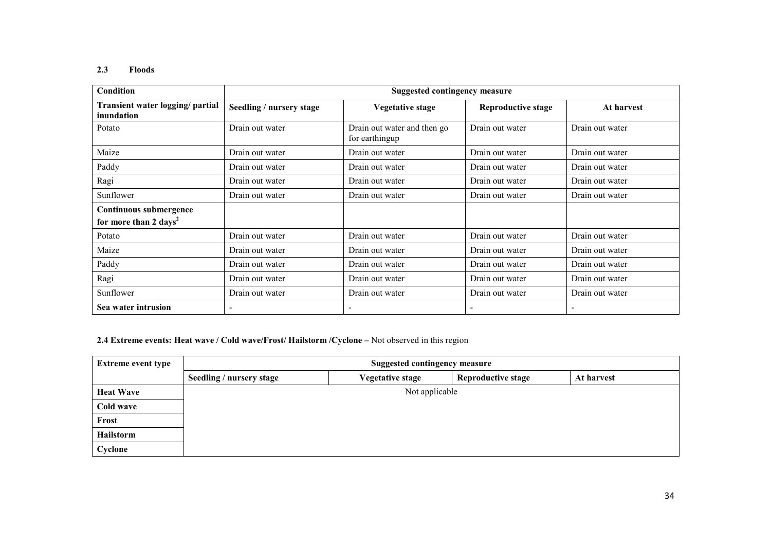### 2.3 Floods

| Condition | Suggested contingency measure | | | |
|---|---|---|---|---|
| **Transient water logging/ partial inundation** | **Seedling / nursery stage** | **Vegetative stage** | **Reproductive stage** | **At harvest** |
| Potato | Drain out water | Drain out water and then go for earthingup | Drain out water | Drain out water |
| Maize | Drain out water | Drain out water | Drain out water | Drain out water |
| Paddy | Drain out water | Drain out water | Drain out water | Drain out water |
| Ragi | Drain out water | Drain out water | Drain out water | Drain out water |
| Sunflower | Drain out water | Drain out water | Drain out water | Drain out water |
| **Continuous submergence for more than 2 days**[2] | | | | |
| Potato | Drain out water | Drain out water | Drain out water | Drain out water |
| Maize | Drain out water | Drain out water | Drain out water | Drain out water |
| Paddy | Drain out water | Drain out water | Drain out water | Drain out water |
| Ragi | Drain out water | Drain out water | Drain out water | Drain out water |
| Sunflower | Drain out water | Drain out water | Drain out water | Drain out water |
| **Sea water intrusion** | - | - | - | - |

### 2.4 Extreme events: Heat wave / Cold wave/Frost/ Hailstorm /Cyclone – Not observed in this region

| Extreme event type | Suggested contingency measure | | | |
|---|---|---|---|---|
| | **Seedling / nursery stage** | **Vegetative stage** | **Reproductive stage** | **At harvest** |
| **Heat Wave** | Not applicable | | | |
| **Cold wave** | | | | |
| **Frost** | | | | |
| **Hailstorm** | | | | |
| **Cyclone** | | | | |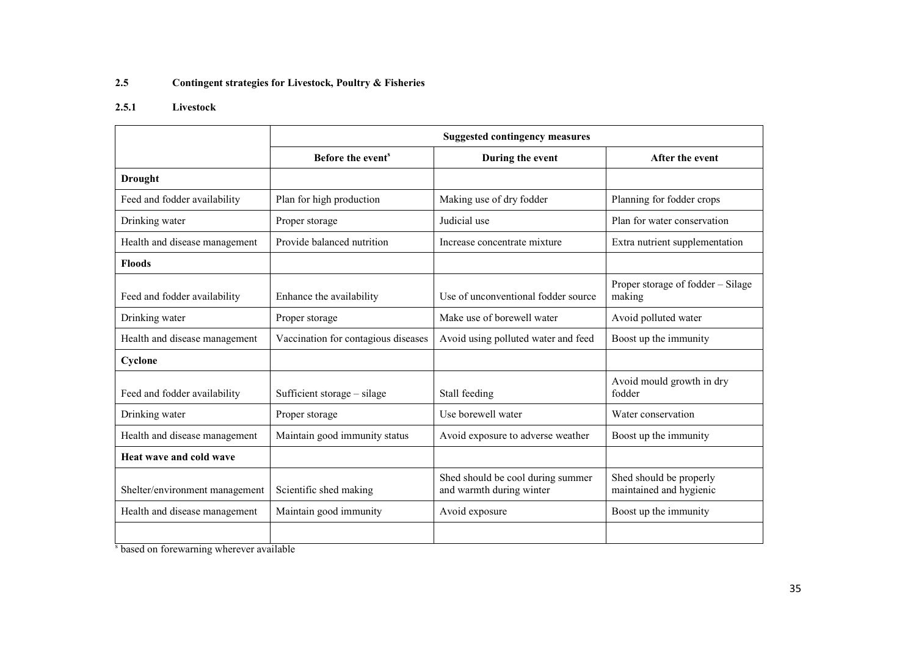## 2.5 Contingent strategies for Livestock, Poultry & Fisheries

### 2.5.1 Livestock

| | Suggested contingency measures | | |
|---|---|---|---|
| | Before the event[s] | During the event | After the event |
| **Drought** | | | |
| Feed and fodder availability | Plan for high production | Making use of dry fodder | Planning for fodder crops |
| Drinking water | Proper storage | Judicial use | Plan for water conservation |
| Health and disease management | Provide balanced nutrition | Increase concentrate mixture | Extra nutrient supplementation |
| **Floods** | | | |
| Feed and fodder availability | Enhance the availability | Use of unconventional fodder source | Proper storage of fodder – Silage making |
| Drinking water | Proper storage | Make use of borewell water | Avoid polluted water |
| Health and disease management | Vaccination for contagious diseases | Avoid using polluted water and feed | Boost up the immunity |
| **Cyclone** | | | |
| Feed and fodder availability | Sufficient storage – silage | Stall feeding | Avoid mould growth in dry fodder |
| Drinking water | Proper storage | Use borewell water | Water conservation |
| Health and disease management | Maintain good immunity status | Avoid exposure to adverse weather | Boost up the immunity |
| **Heat wave and cold wave** | | | |
| Shelter/environment management | Scientific shed making | Shed should be cool during summer and warmth during winter | Shed should be properly maintained and hygienic |
| Health and disease management | Maintain good immunity | Avoid exposure | Boost up the immunity |
| | | | |

[s] based on forewarning wherever available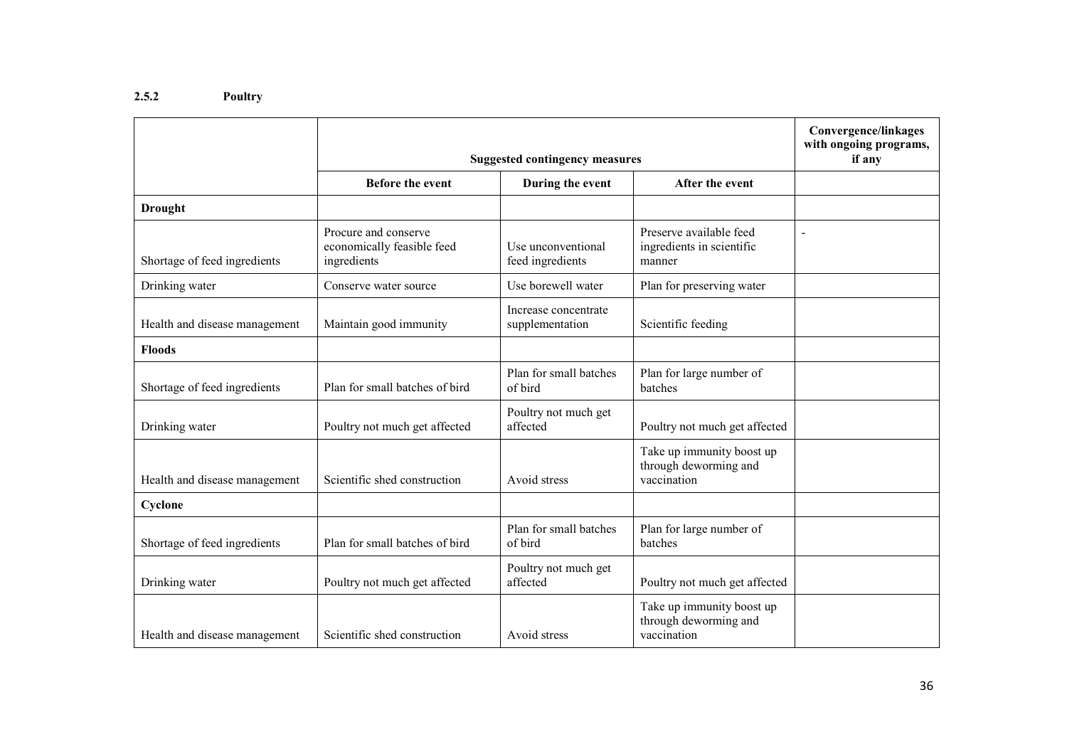### 2.5.2 Poultry

| | Suggested contingency measures | | | Convergence/linkages with ongoing programs, if any |
|---|---|---|---|---|
| | Before the event | During the event | After the event | |
| **Drought** | | | | |
| Shortage of feed ingredients | Procure and conserve economically feasible feed ingredients | Use unconventional feed ingredients | Preserve available feed ingredients in scientific manner | - |
| Drinking water | Conserve water source | Use borewell water | Plan for preserving water | |
| Health and disease management | Maintain good immunity | Increase concentrate supplementation | Scientific feeding | |
| **Floods** | | | | |
| Shortage of feed ingredients | Plan for small batches of bird | Plan for small batches of bird | Plan for large number of batches | |
| Drinking water | Poultry not much get affected | Poultry not much get affected | Poultry not much get affected | |
| Health and disease management | Scientific shed construction | Avoid stress | Take up immunity boost up through deworming and vaccination | |
| **Cyclone** | | | | |
| Shortage of feed ingredients | Plan for small batches of bird | Plan for small batches of bird | Plan for large number of batches | |
| Drinking water | Poultry not much get affected | Poultry not much get affected | Poultry not much get affected | |
| Health and disease management | Scientific shed construction | Avoid stress | Take up immunity boost up through deworming and vaccination | |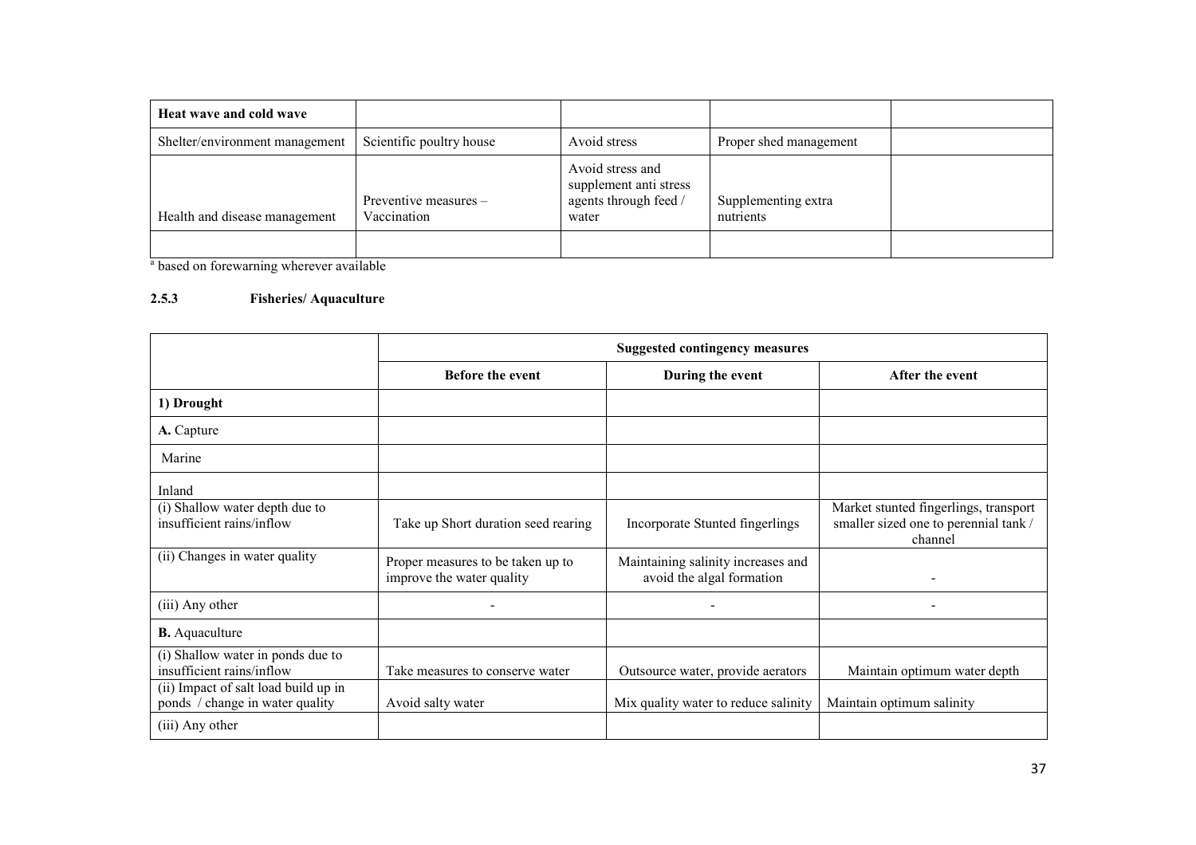| Heat wave and cold wave | | | | |
|---|---|---|---|---|
| Shelter/environment management | Scientific poultry house | Avoid stress | Proper shed management | |
| Health and disease management | Preventive measures – Vaccination | Avoid stress and supplement anti stress agents through feed / water | Supplementing extra nutrients | |
| | | | | |

[a] based on forewarning wherever available

### 2.5.3 Fisheries/ Aquaculture

| | Suggested contingency measures | | |
|---|---|---|---|
| | **Before the event** | **During the event** | **After the event** |
| **1) Drought** | | | |
| **A.** Capture | | | |
| Marine | | | |
| Inland | | | |
| (i) Shallow water depth due to insufficient rains/inflow | Take up Short duration seed rearing | Incorporate Stunted fingerlings | Market stunted fingerlings, transport smaller sized one to perennial tank / channel |
| (ii) Changes in water quality | Proper measures to be taken up to improve the water quality | Maintaining salinity increases and avoid the algal formation | - |
| (iii) Any other | - | - | - |
| **B.** Aquaculture | | | |
| (i) Shallow water in ponds due to insufficient rains/inflow | Take measures to conserve water | Outsource water, provide aerators | Maintain optimum water depth |
| (ii) Impact of salt load build up in ponds / change in water quality | Avoid salty water | Mix quality water to reduce salinity | Maintain optimum salinity |
| (iii) Any other | | | |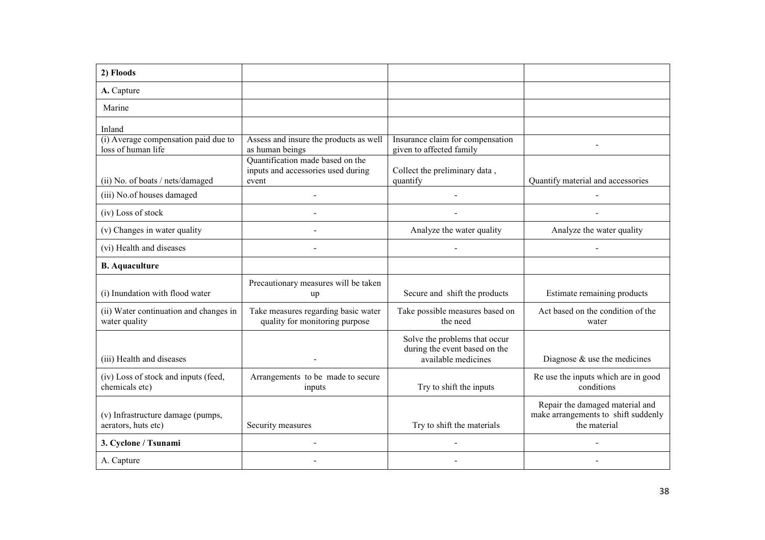| 2) Floods | | | |
|---|---|---|---|
| **A.** Capture | | | |
| Marine | | | |
| Inland | | | |
| (i) Average compensation paid due to loss of human life | Assess and insure the products as well as human beings | Insurance claim for compensation given to affected family | - |
| (ii) No. of boats / nets/damaged | Quantification made based on the inputs and accessories used during event | Collect the preliminary data , quantify | Quantify material and accessories |
| (iii) No.of houses damaged | - | - | - |
| (iv) Loss of stock | - | - | - |
| (v) Changes in water quality | - | Analyze the water quality | Analyze the water quality |
| (vi) Health and diseases | - | - | - |
| **B. Aquaculture** | | | |
| (i) Inundation with flood water | Precautionary measures will be taken up | Secure and shift the products | Estimate remaining products |
| (ii) Water continuation and changes in water quality | Take measures regarding basic water quality for monitoring purpose | Take possible measures based on the need | Act based on the condition of the water |
| (iii) Health and diseases | - | Solve the problems that occur during the event based on the available medicines | Diagnose & use the medicines |
| (iv) Loss of stock and inputs (feed, chemicals etc) | Arrangements to be made to secure inputs | Try to shift the inputs | Re use the inputs which are in good conditions |
| (v) Infrastructure damage (pumps, aerators, huts etc) | Security measures | Try to shift the materials | Repair the damaged material and make arrangements to shift suddenly the material |
| **3. Cyclone / Tsunami** | - | - | - |
| A. Capture | - | - | - |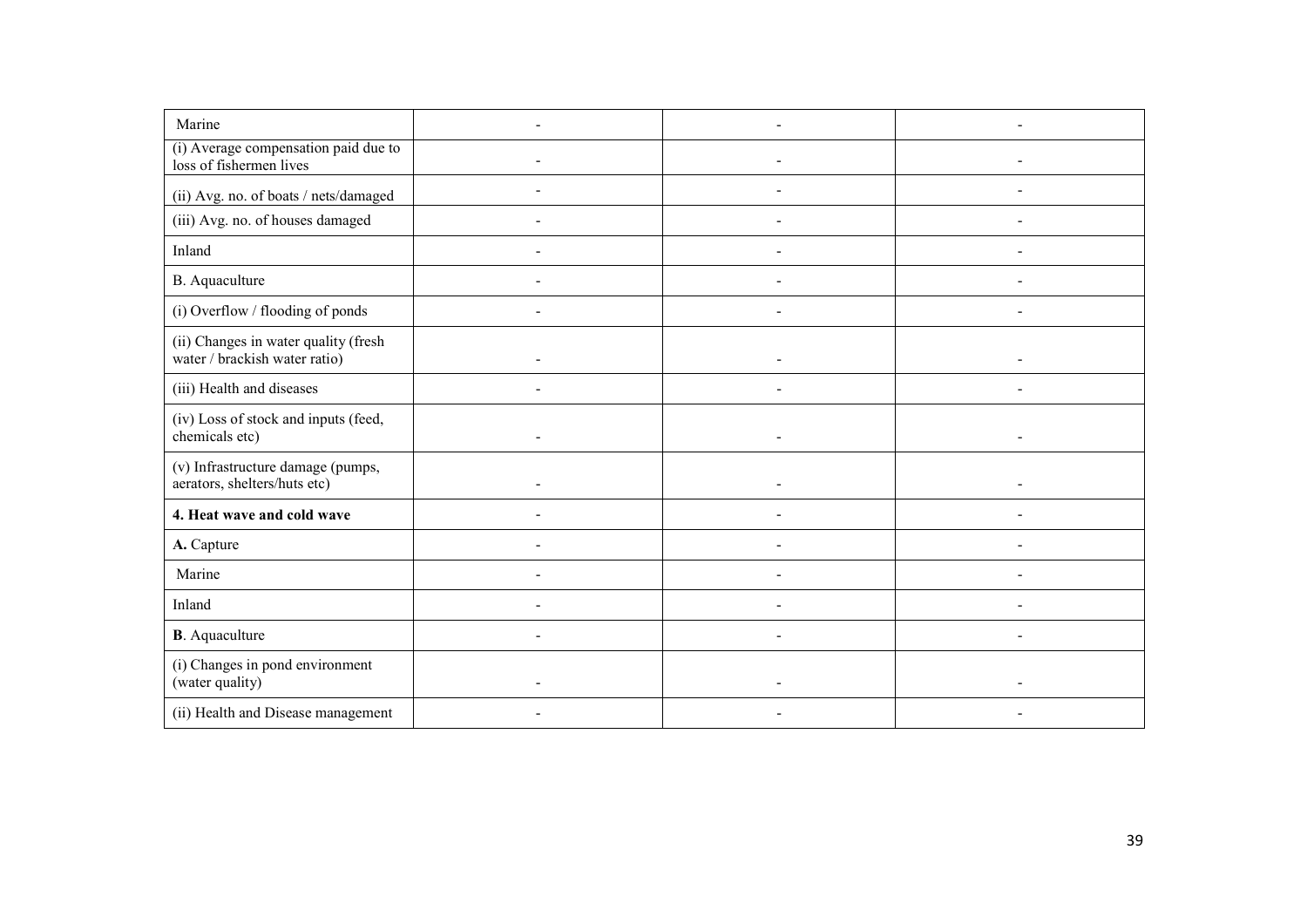| | | | |
|---|---|---|---|
| Marine | - | - | - |
| (i) Average compensation paid due to loss of fishermen lives | - | - | - |
| (ii) Avg. no. of boats / nets/damaged | - | - | - |
| (iii) Avg. no. of houses damaged | - | - | - |
| Inland | - | - | - |
| B. Aquaculture | - | - | - |
| (i) Overflow / flooding of ponds | - | - | - |
| (ii) Changes in water quality (fresh water / brackish water ratio) | - | - | - |
| (iii) Health and diseases | - | - | - |
| (iv) Loss of stock and inputs (feed, chemicals etc) | - | - | - |
| (v) Infrastructure damage (pumps, aerators, shelters/huts etc) | - | - | - |
| **4. Heat wave and cold wave** | - | - | - |
| **A.** Capture | - | - | - |
| Marine | - | - | - |
| Inland | - | - | - |
| **B**. Aquaculture | - | - | - |
| (i) Changes in pond environment (water quality) | - | - | - |
| (ii) Health and Disease management | - | - | - |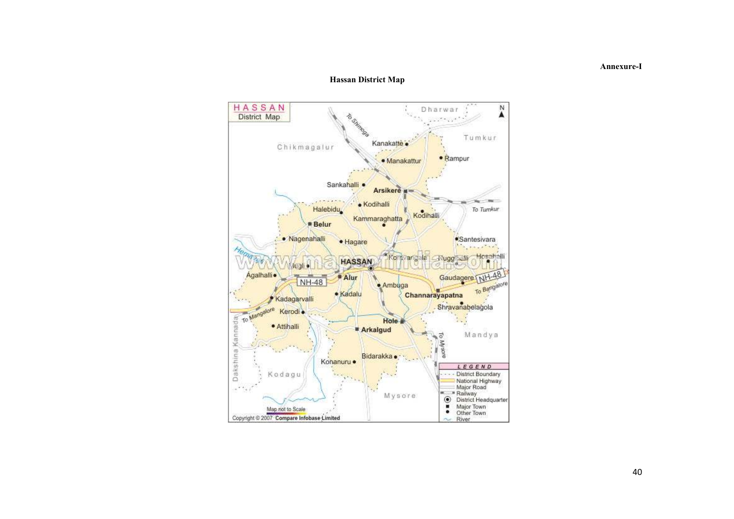Annexure-I

**Hassan District Map**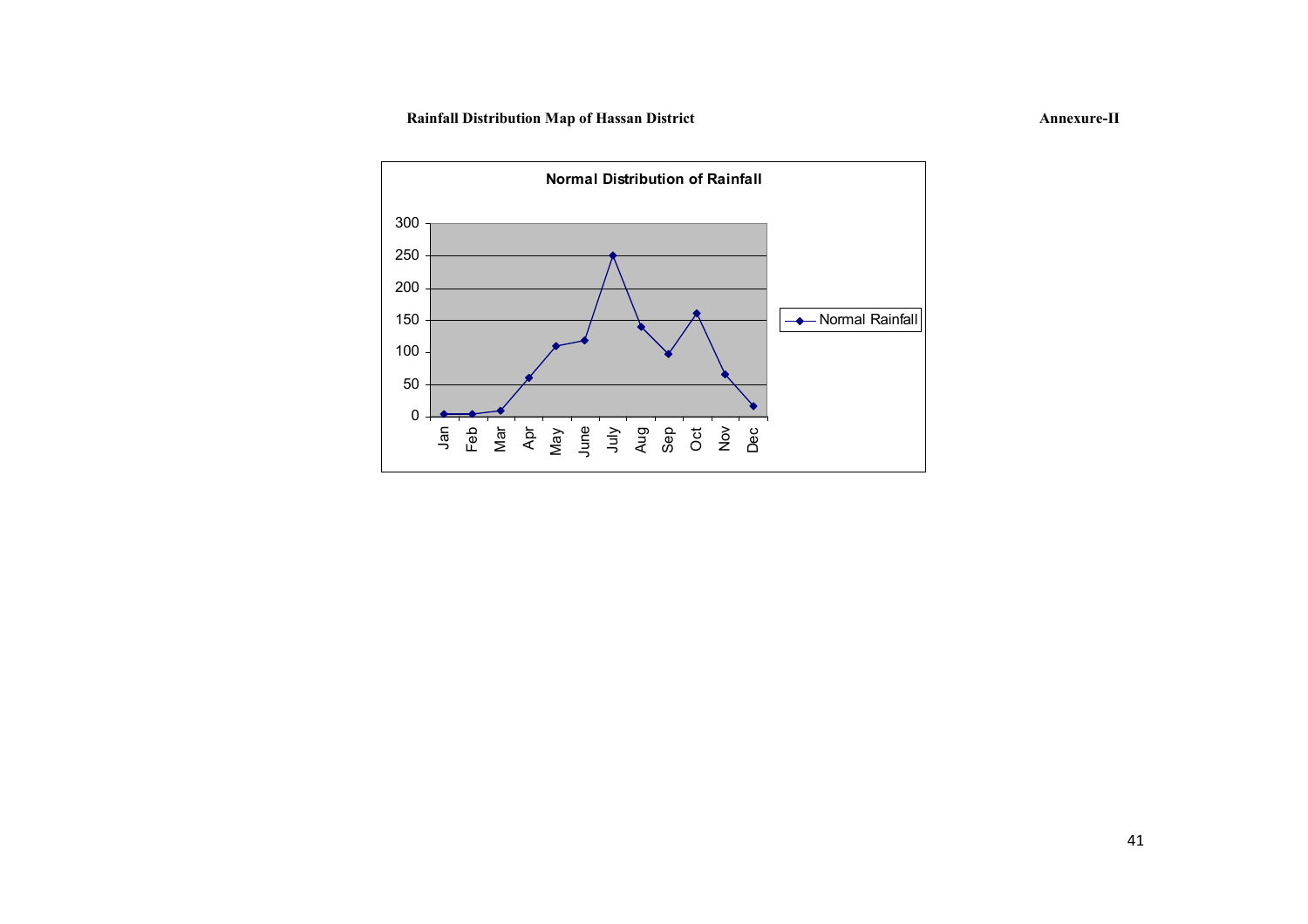**Rainfall Distribution Map of Hassan District**

**Annexure-II**

**Normal Distribution of Rainfall**

| Month | Normal Rainfall |
|---|---|
| Jan | 4 |
| Feb | 4 |
| Mar | 10 |
| Apr | 60 |
| May | 110 |
| June | 118 |
| July | 250 |
| Aug | 140 |
| Sep | 98 |
| Oct | 160 |
| Nov | 66 |
| Dec | 16 |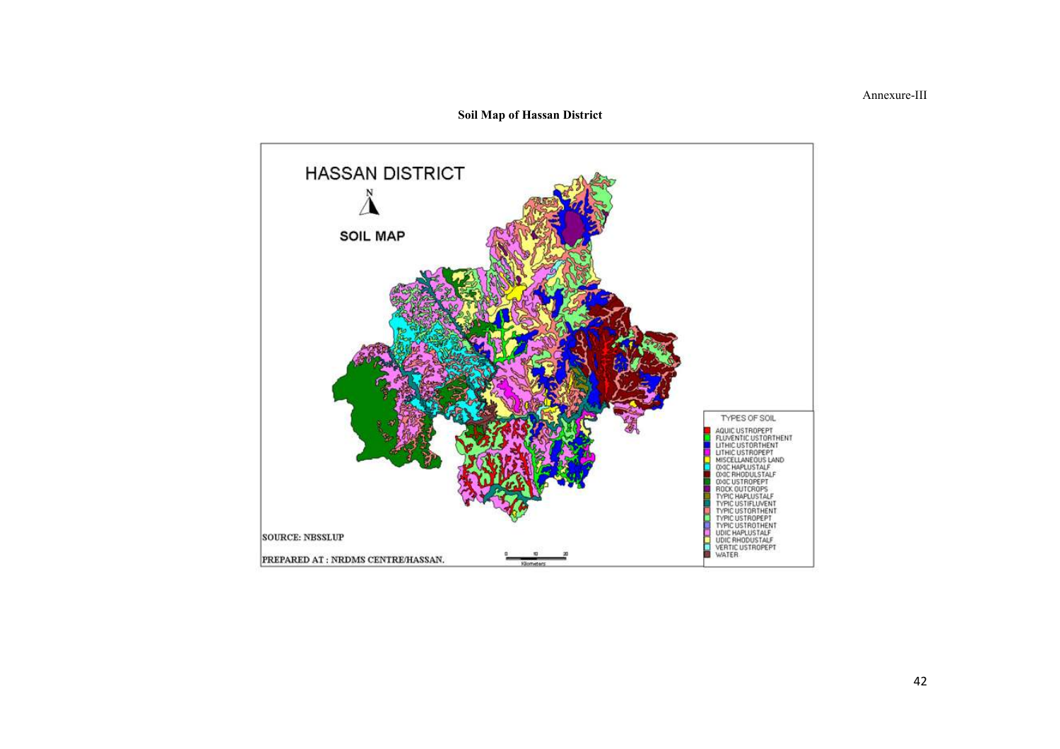Annexure-III

**Soil Map of Hassan District**

HASSAN DISTRICT

N

SOIL MAP

TYPES OF SOIL

AQUIC USTROPEPT
FLUVENTIC USTORTHENT
LITHIC USTORTHENT
LITHIC USTROPEPT
MISCELLANEOUS LAND
OXIC HAPLUSTALF
OXIC RHODULSTALF
OXIC USTROPEPT
ROCK OUTCROPS
TYPIC HAPLUSTALF
TYPIC USTIFLUVENT
TYPIC USTORTHENT
TYPIC USTROPEPT
TYPIC USTROTHENT
UDIC HAPLUSTALF
UDIC RHODUSTALF
VERTIC USTROPEPT
WATER

0 10 20
Kilometers

SOURCE: NBSSLUP

PREPARED AT : NRDMS CENTRE/HASSAN.